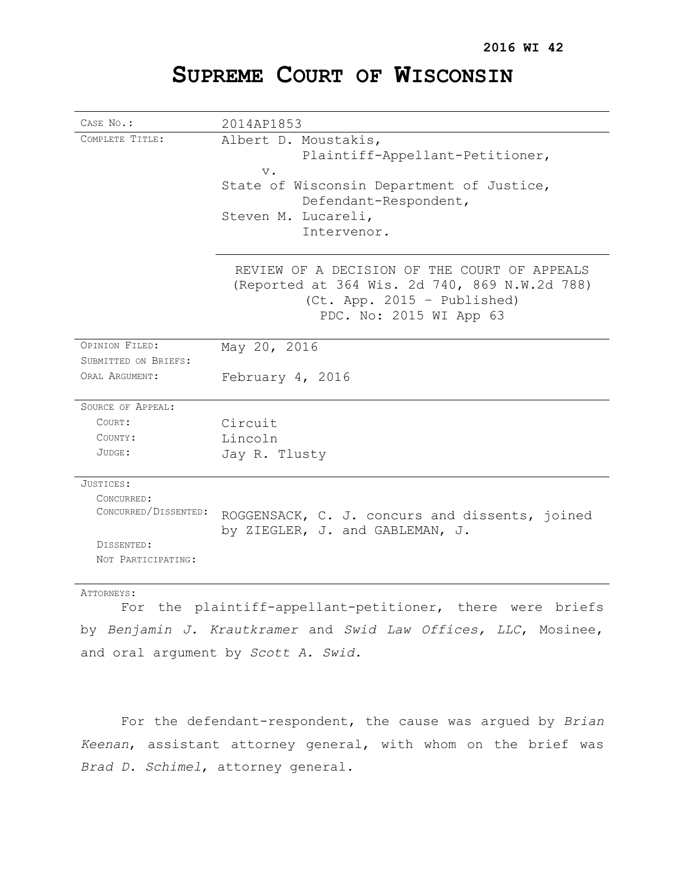**2016 WI 42**

# SUPREME COURT OF WISCONSIN

| | |
|---|---|
| CASE NO.: | 2014AP1853 |
| COMPLETE TITLE: | Albert D. Moustakis, Plaintiff-Appellant-Petitioner, v. State of Wisconsin Department of Justice, Defendant-Respondent, Steven M. Lucareli, Intervenor. |
| | REVIEW OF A DECISION OF THE COURT OF APPEALS (Reported at 364 Wis. 2d 740, 869 N.W.2d 788) (Ct. App. 2015 – Published) PDC. No: 2015 WI App 63 |
| OPINION FILED: | May 20, 2016 |
| SUBMITTED ON BRIEFS: | |
| ORAL ARGUMENT: | February 4, 2016 |
| SOURCE OF APPEAL: | |
| COURT: | Circuit |
| COUNTY: | Lincoln |
| JUDGE: | Jay R. Tlusty |
| JUSTICES: | |
| CONCURRED: | |
| CONCURRED/DISSENTED: | ROGGENSACK, C. J. concurs and dissents, joined by ZIEGLER, J. and GABLEMAN, J. |
| DISSENTED: | |
| NOT PARTICIPATING: | |

ATTORNEYS:

For the plaintiff-appellant-petitioner, there were briefs by *Benjamin J. Krautkramer* and *Swid Law Offices, LLC*, Mosinee, and oral argument by *Scott A. Swid*.

For the defendant-respondent, the cause was argued by *Brian Keenan*, assistant attorney general, with whom on the brief was *Brad D. Schimel*, attorney general.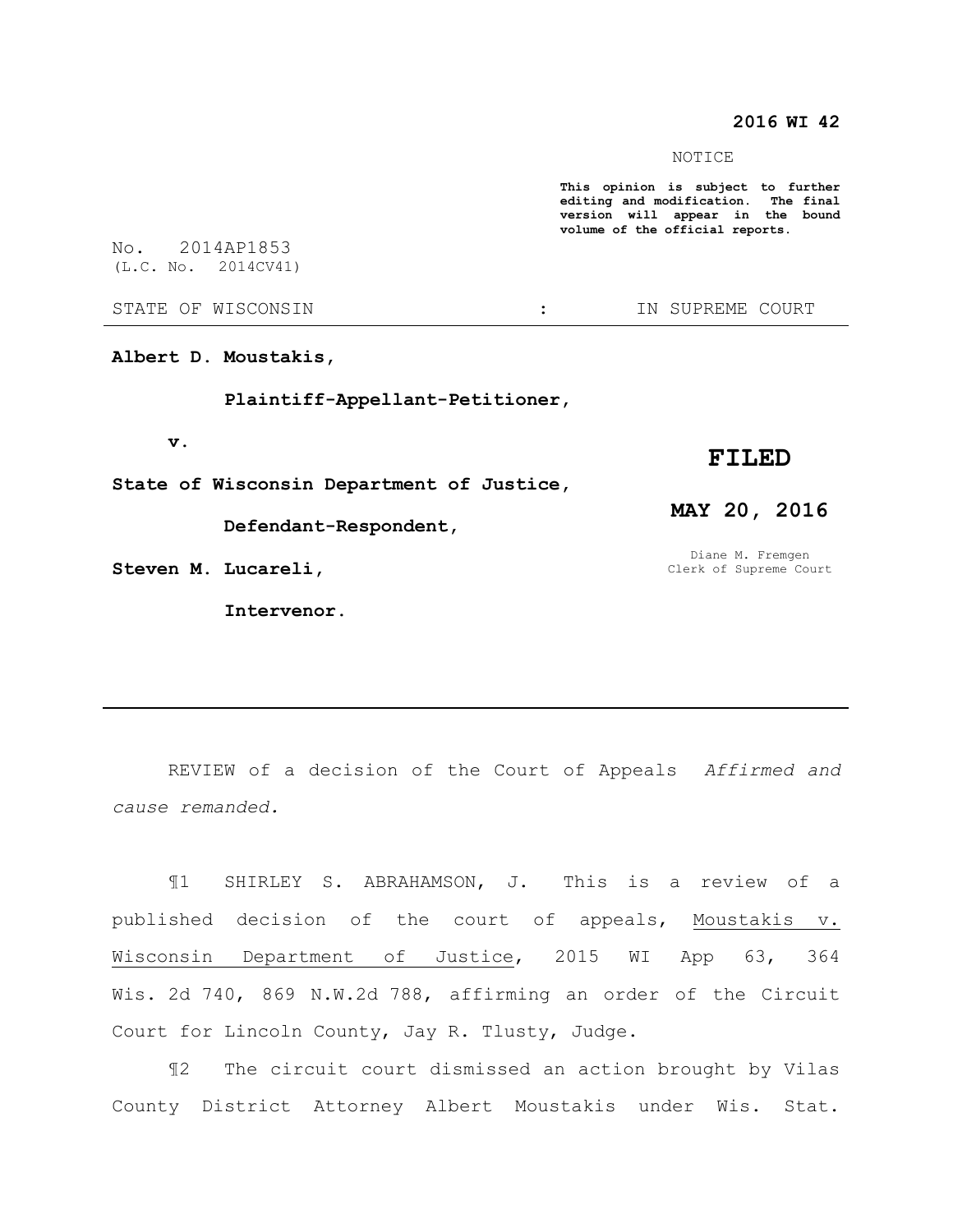**2016 WI 42**

NOTICE

**This opinion is subject to further editing and modification. The final version will appear in the bound volume of the official reports.**

No. 2014AP1853
(L.C. No. 2014CV41)

STATE OF WISCONSIN : IN SUPREME COURT

---

**Albert D. Moustakis,**

**Plaintiff-Appellant-Petitioner,**

**v.**

**State of Wisconsin Department of Justice,**

**Defendant-Respondent,**

**Steven M. Lucareli,**

**Intervenor.**

**FILED**

**MAY 20, 2016**

Diane M. Fremgen
Clerk of Supreme Court

---

REVIEW of a decision of the Court of Appeals *Affirmed and cause remanded.*

¶1 SHIRLEY S. ABRAHAMSON, J. This is a review of a published decision of the court of appeals, Moustakis v. Wisconsin Department of Justice, 2015 WI App 63, 364 Wis. 2d 740, 869 N.W.2d 788, affirming an order of the Circuit Court for Lincoln County, Jay R. Tlusty, Judge.

¶2 The circuit court dismissed an action brought by Vilas County District Attorney Albert Moustakis under Wis. Stat.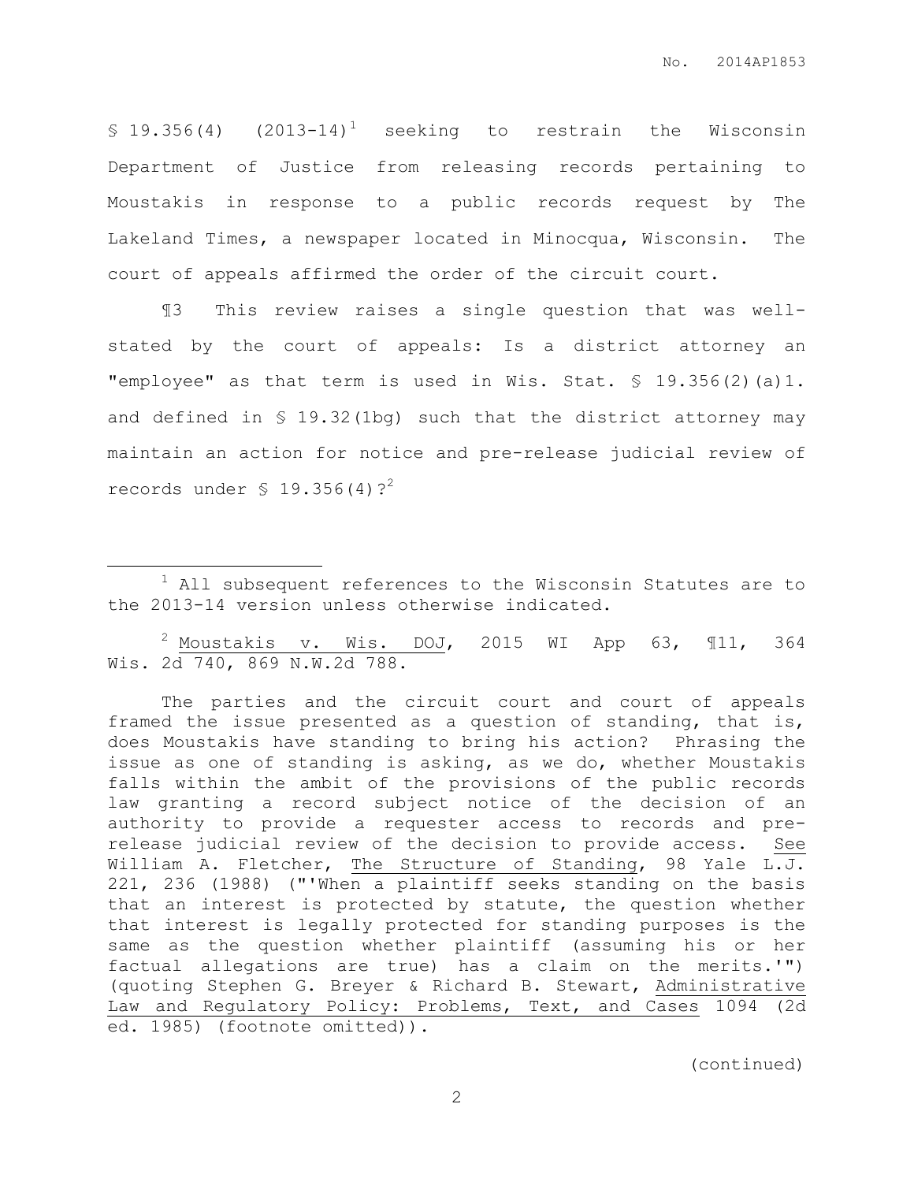§ 19.356(4) (2013-14)[1] seeking to restrain the Wisconsin Department of Justice from releasing records pertaining to Moustakis in response to a public records request by The Lakeland Times, a newspaper located in Minocqua, Wisconsin. The court of appeals affirmed the order of the circuit court.

¶3 This review raises a single question that was well-stated by the court of appeals: Is a district attorney an "employee" as that term is used in Wis. Stat. § 19.356(2)(a)1. and defined in § 19.32(1bg) such that the district attorney may maintain an action for notice and pre-release judicial review of records under § 19.356(4)?[2]

---

[1] All subsequent references to the Wisconsin Statutes are to the 2013-14 version unless otherwise indicated.

[2] Moustakis v. Wis. DOJ, 2015 WI App 63, ¶11, 364 Wis. 2d 740, 869 N.W.2d 788.

The parties and the circuit court and court of appeals framed the issue presented as a question of standing, that is, does Moustakis have standing to bring his action? Phrasing the issue as one of standing is asking, as we do, whether Moustakis falls within the ambit of the provisions of the public records law granting a record subject notice of the decision of an authority to provide a requester access to records and pre-release judicial review of the decision to provide access. See William A. Fletcher, The Structure of Standing, 98 Yale L.J. 221, 236 (1988) ("'When a plaintiff seeks standing on the basis that an interest is protected by statute, the question whether that interest is legally protected for standing purposes is the same as the question whether plaintiff (assuming his or her factual allegations are true) has a claim on the merits.'") (quoting Stephen G. Breyer & Richard B. Stewart, Administrative Law and Regulatory Policy: Problems, Text, and Cases 1094 (2d ed. 1985) (footnote omitted)).

(continued)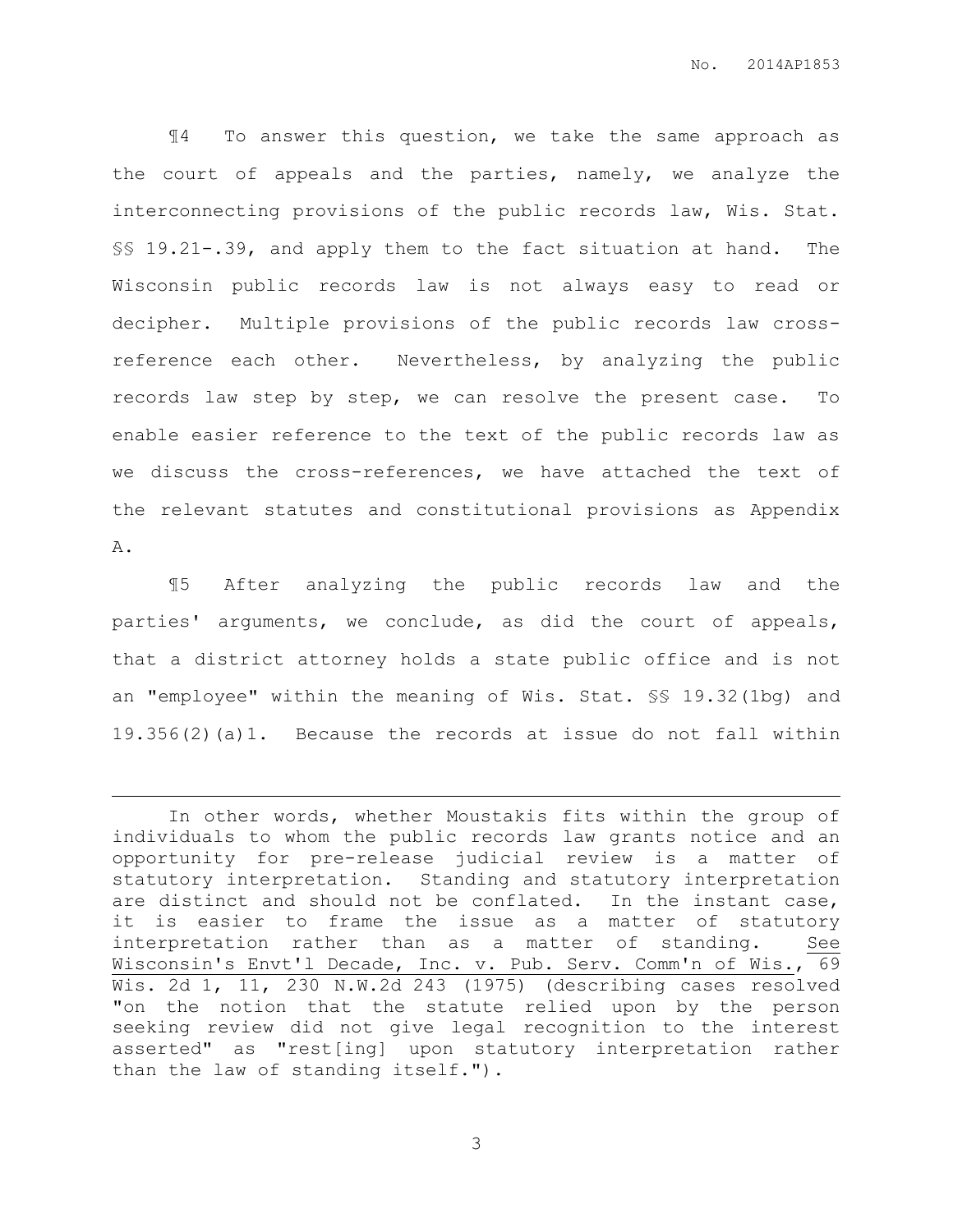¶4 To answer this question, we take the same approach as the court of appeals and the parties, namely, we analyze the interconnecting provisions of the public records law, Wis. Stat. §§ 19.21-.39, and apply them to the fact situation at hand. The Wisconsin public records law is not always easy to read or decipher. Multiple provisions of the public records law cross-reference each other. Nevertheless, by analyzing the public records law step by step, we can resolve the present case. To enable easier reference to the text of the public records law as we discuss the cross-references, we have attached the text of the relevant statutes and constitutional provisions as Appendix A.

¶5 After analyzing the public records law and the parties' arguments, we conclude, as did the court of appeals, that a district attorney holds a state public office and is not an "employee" within the meaning of Wis. Stat. §§ 19.32(1bg) and 19.356(2)(a)1. Because the records at issue do not fall within

---

In other words, whether Moustakis fits within the group of individuals to whom the public records law grants notice and an opportunity for pre-release judicial review is a matter of statutory interpretation. Standing and statutory interpretation are distinct and should not be conflated. In the instant case, it is easier to frame the issue as a matter of statutory interpretation rather than as a matter of standing. See Wisconsin's Envt'l Decade, Inc. v. Pub. Serv. Comm'n of Wis., 69 Wis. 2d 1, 11, 230 N.W.2d 243 (1975) (describing cases resolved "on the notion that the statute relied upon by the person seeking review did not give legal recognition to the interest asserted" as "rest[ing] upon statutory interpretation rather than the law of standing itself.").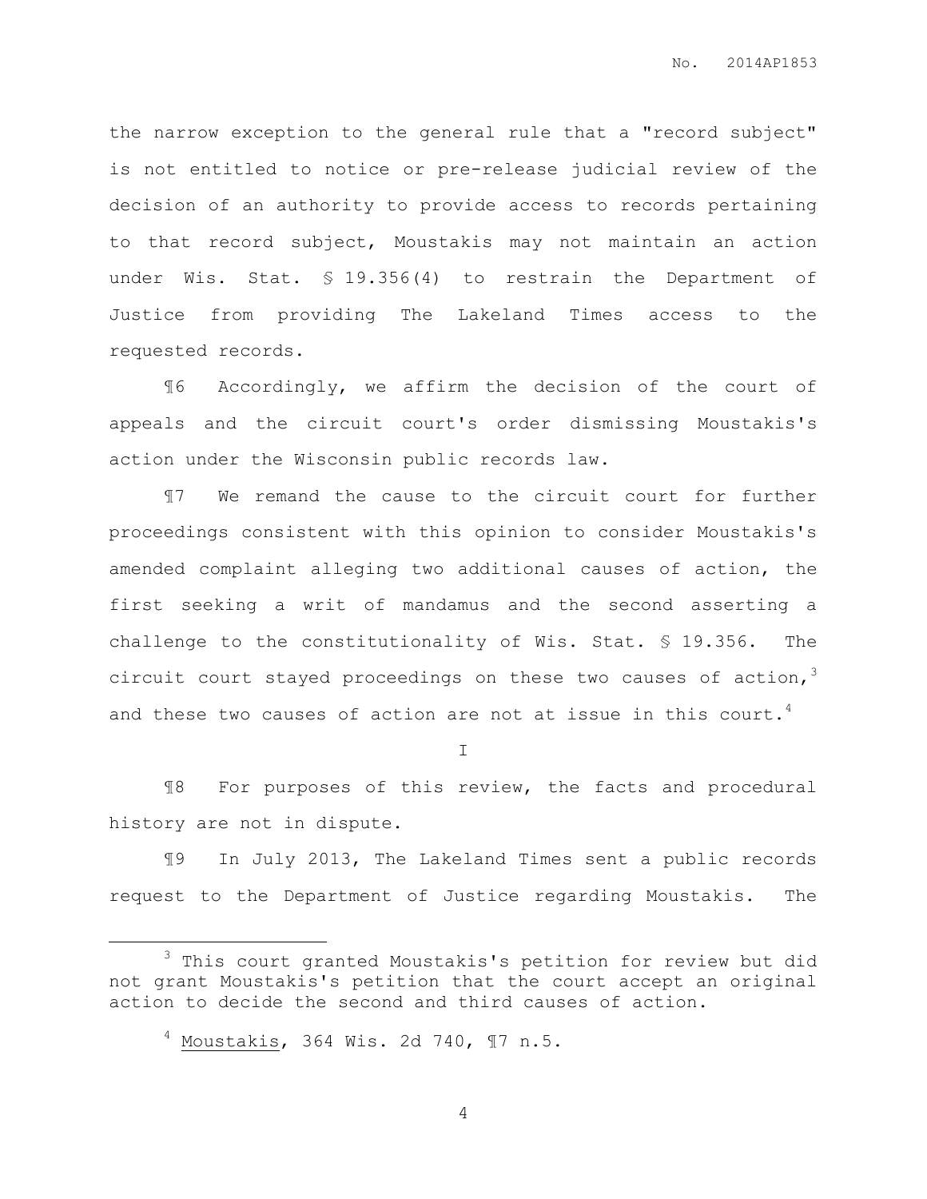the narrow exception to the general rule that a "record subject" is not entitled to notice or pre-release judicial review of the decision of an authority to provide access to records pertaining to that record subject, Moustakis may not maintain an action under Wis. Stat. § 19.356(4) to restrain the Department of Justice from providing The Lakeland Times access to the requested records.

¶6 Accordingly, we affirm the decision of the court of appeals and the circuit court's order dismissing Moustakis's action under the Wisconsin public records law.

¶7 We remand the cause to the circuit court for further proceedings consistent with this opinion to consider Moustakis's amended complaint alleging two additional causes of action, the first seeking a writ of mandamus and the second asserting a challenge to the constitutionality of Wis. Stat. § 19.356. The circuit court stayed proceedings on these two causes of action,[3] and these two causes of action are not at issue in this court.[4]

## I

¶8 For purposes of this review, the facts and procedural history are not in dispute.

¶9 In July 2013, The Lakeland Times sent a public records request to the Department of Justice regarding Moustakis. The

---

[3] This court granted Moustakis's petition for review but did not grant Moustakis's petition that the court accept an original action to decide the second and third causes of action.

[4] Moustakis, 364 Wis. 2d 740, ¶7 n.5.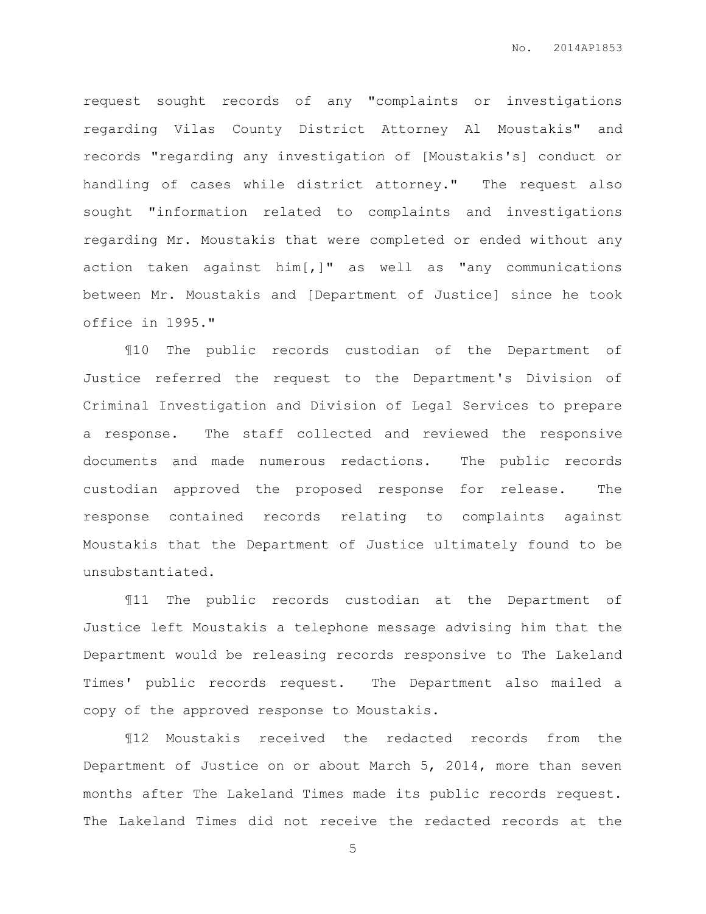request sought records of any "complaints or investigations regarding Vilas County District Attorney Al Moustakis" and records "regarding any investigation of [Moustakis's] conduct or handling of cases while district attorney." The request also sought "information related to complaints and investigations regarding Mr. Moustakis that were completed or ended without any action taken against him[,]" as well as "any communications between Mr. Moustakis and [Department of Justice] since he took office in 1995."

¶10 The public records custodian of the Department of Justice referred the request to the Department's Division of Criminal Investigation and Division of Legal Services to prepare a response. The staff collected and reviewed the responsive documents and made numerous redactions. The public records custodian approved the proposed response for release. The response contained records relating to complaints against Moustakis that the Department of Justice ultimately found to be unsubstantiated.

¶11 The public records custodian at the Department of Justice left Moustakis a telephone message advising him that the Department would be releasing records responsive to The Lakeland Times' public records request. The Department also mailed a copy of the approved response to Moustakis.

¶12 Moustakis received the redacted records from the Department of Justice on or about March 5, 2014, more than seven months after The Lakeland Times made its public records request. The Lakeland Times did not receive the redacted records at the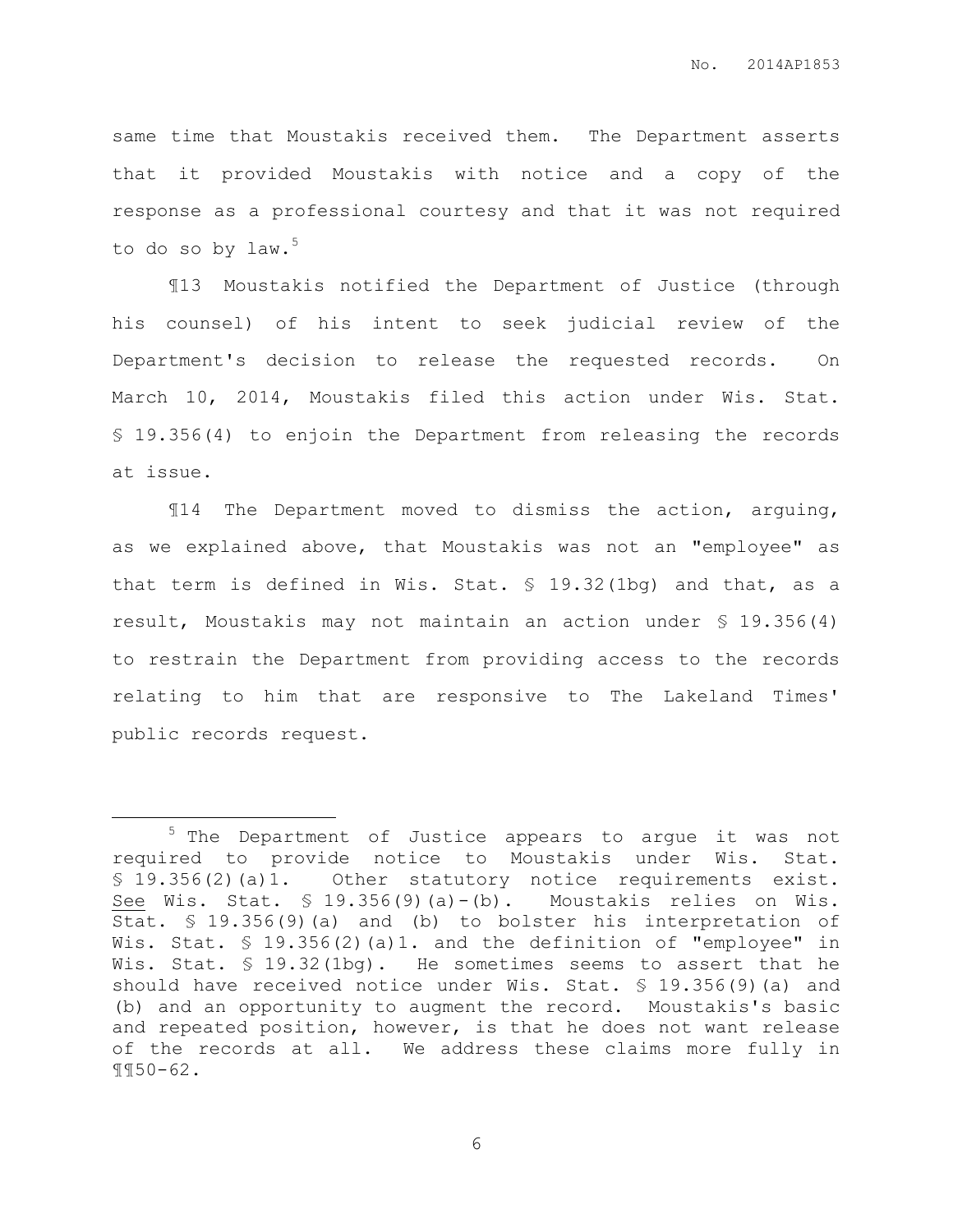same time that Moustakis received them. The Department asserts that it provided Moustakis with notice and a copy of the response as a professional courtesy and that it was not required to do so by law.[5]

¶13 Moustakis notified the Department of Justice (through his counsel) of his intent to seek judicial review of the Department's decision to release the requested records. On March 10, 2014, Moustakis filed this action under Wis. Stat. § 19.356(4) to enjoin the Department from releasing the records at issue.

¶14 The Department moved to dismiss the action, arguing, as we explained above, that Moustakis was not an "employee" as that term is defined in Wis. Stat. § 19.32(1bg) and that, as a result, Moustakis may not maintain an action under § 19.356(4) to restrain the Department from providing access to the records relating to him that are responsive to The Lakeland Times' public records request.

---

[5] The Department of Justice appears to argue it was not required to provide notice to Moustakis under Wis. Stat. § 19.356(2)(a)1. Other statutory notice requirements exist. See Wis. Stat. § 19.356(9)(a)-(b). Moustakis relies on Wis. Stat. § 19.356(9)(a) and (b) to bolster his interpretation of Wis. Stat. § 19.356(2)(a)1. and the definition of "employee" in Wis. Stat. § 19.32(1bg). He sometimes seems to assert that he should have received notice under Wis. Stat. § 19.356(9)(a) and (b) and an opportunity to augment the record. Moustakis's basic and repeated position, however, is that he does not want release of the records at all. We address these claims more fully in ¶¶50-62.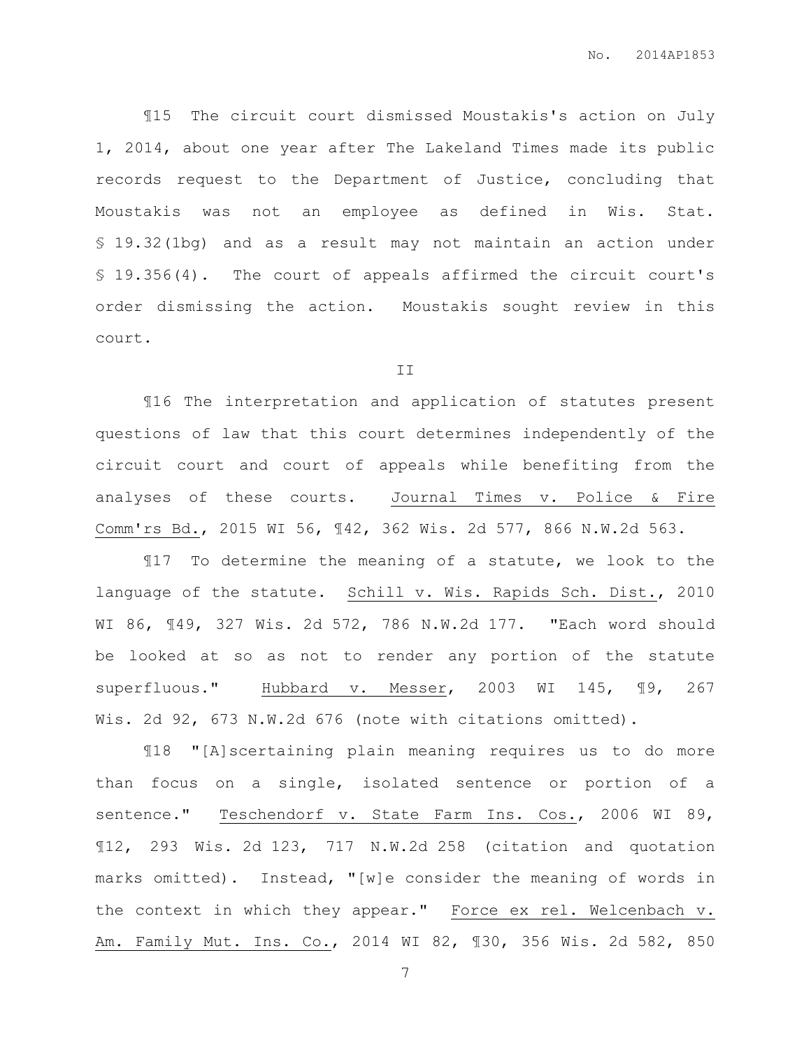¶15 The circuit court dismissed Moustakis's action on July 1, 2014, about one year after The Lakeland Times made its public records request to the Department of Justice, concluding that Moustakis was not an employee as defined in Wis. Stat. § 19.32(1bg) and as a result may not maintain an action under § 19.356(4). The court of appeals affirmed the circuit court's order dismissing the action. Moustakis sought review in this court.

II

¶16 The interpretation and application of statutes present questions of law that this court determines independently of the circuit court and court of appeals while benefiting from the analyses of these courts. Journal Times v. Police & Fire Comm'rs Bd., 2015 WI 56, ¶42, 362 Wis. 2d 577, 866 N.W.2d 563.

¶17 To determine the meaning of a statute, we look to the language of the statute. Schill v. Wis. Rapids Sch. Dist., 2010 WI 86, ¶49, 327 Wis. 2d 572, 786 N.W.2d 177. "Each word should be looked at so as not to render any portion of the statute superfluous." Hubbard v. Messer, 2003 WI 145, ¶9, 267 Wis. 2d 92, 673 N.W.2d 676 (note with citations omitted).

¶18 "[A]scertaining plain meaning requires us to do more than focus on a single, isolated sentence or portion of a sentence." Teschendorf v. State Farm Ins. Cos., 2006 WI 89, ¶12, 293 Wis. 2d 123, 717 N.W.2d 258 (citation and quotation marks omitted). Instead, "[w]e consider the meaning of words in the context in which they appear." Force ex rel. Welcenbach v. Am. Family Mut. Ins. Co., 2014 WI 82, ¶30, 356 Wis. 2d 582, 850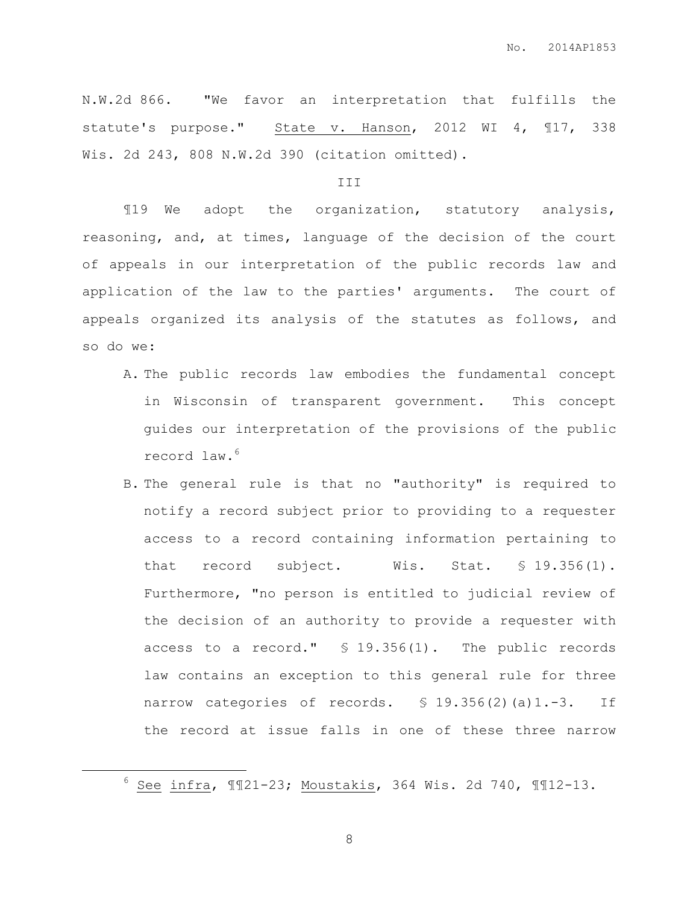N.W.2d 866. "We favor an interpretation that fulfills the statute's purpose." State v. Hanson, 2012 WI 4, ¶17, 338 Wis. 2d 243, 808 N.W.2d 390 (citation omitted).

III

¶19 We adopt the organization, statutory analysis, reasoning, and, at times, language of the decision of the court of appeals in our interpretation of the public records law and application of the law to the parties' arguments. The court of appeals organized its analysis of the statutes as follows, and so do we:

A. The public records law embodies the fundamental concept in Wisconsin of transparent government. This concept guides our interpretation of the provisions of the public record law.[6]

B. The general rule is that no "authority" is required to notify a record subject prior to providing to a requester access to a record containing information pertaining to that record subject. Wis. Stat. § 19.356(1). Furthermore, "no person is entitled to judicial review of the decision of an authority to provide a requester with access to a record." § 19.356(1). The public records law contains an exception to this general rule for three narrow categories of records. § 19.356(2)(a)1.-3. If the record at issue falls in one of these three narrow

[6] See infra, ¶¶21-23; Moustakis, 364 Wis. 2d 740, ¶¶12-13.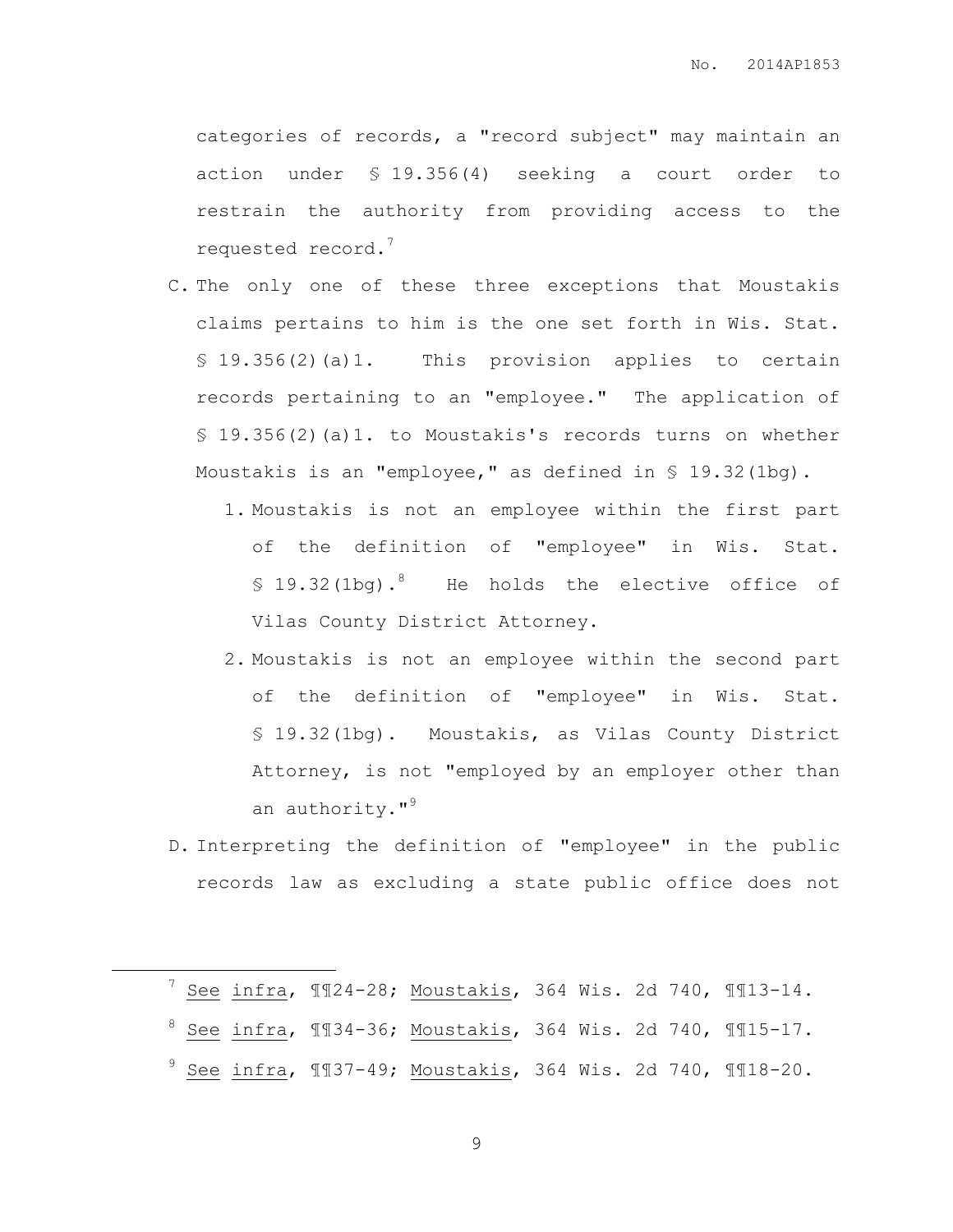categories of records, a "record subject" may maintain an action under § 19.356(4) seeking a court order to restrain the authority from providing access to the requested record.[7]

C. The only one of these three exceptions that Moustakis claims pertains to him is the one set forth in Wis. Stat. § 19.356(2)(a)1. This provision applies to certain records pertaining to an "employee." The application of § 19.356(2)(a)1. to Moustakis's records turns on whether Moustakis is an "employee," as defined in § 19.32(1bg).

   1. Moustakis is not an employee within the first part of the definition of "employee" in Wis. Stat. § 19.32(1bg).[8] He holds the elective office of Vilas County District Attorney.

   2. Moustakis is not an employee within the second part of the definition of "employee" in Wis. Stat. § 19.32(1bg). Moustakis, as Vilas County District Attorney, is not "employed by an employer other than an authority."[9]

D. Interpreting the definition of "employee" in the public records law as excluding a state public office does not

---

[7] See infra, ¶¶24-28; Moustakis, 364 Wis. 2d 740, ¶¶13-14.

[8] See infra, ¶¶34-36; Moustakis, 364 Wis. 2d 740, ¶¶15-17.

[9] See infra, ¶¶37-49; Moustakis, 364 Wis. 2d 740, ¶¶18-20.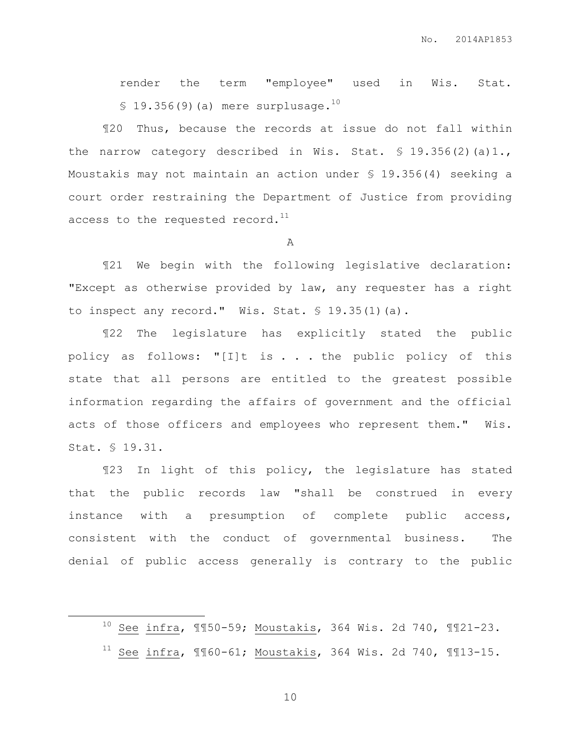render the term "employee" used in Wis. Stat. § 19.356(9)(a) mere surplusage.[10]

¶20 Thus, because the records at issue do not fall within the narrow category described in Wis. Stat. § 19.356(2)(a)1., Moustakis may not maintain an action under § 19.356(4) seeking a court order restraining the Department of Justice from providing access to the requested record.[11]

A

¶21 We begin with the following legislative declaration: "Except as otherwise provided by law, any requester has a right to inspect any record." Wis. Stat. § 19.35(1)(a).

¶22 The legislature has explicitly stated the public policy as follows: "[I]t is . . . the public policy of this state that all persons are entitled to the greatest possible information regarding the affairs of government and the official acts of those officers and employees who represent them." Wis. Stat. § 19.31.

¶23 In light of this policy, the legislature has stated that the public records law "shall be construed in every instance with a presumption of complete public access, consistent with the conduct of governmental business. The denial of public access generally is contrary to the public

---

[10] See infra, ¶¶50-59; Moustakis, 364 Wis. 2d 740, ¶¶21-23.

[11] See infra, ¶¶60-61; Moustakis, 364 Wis. 2d 740, ¶¶13-15.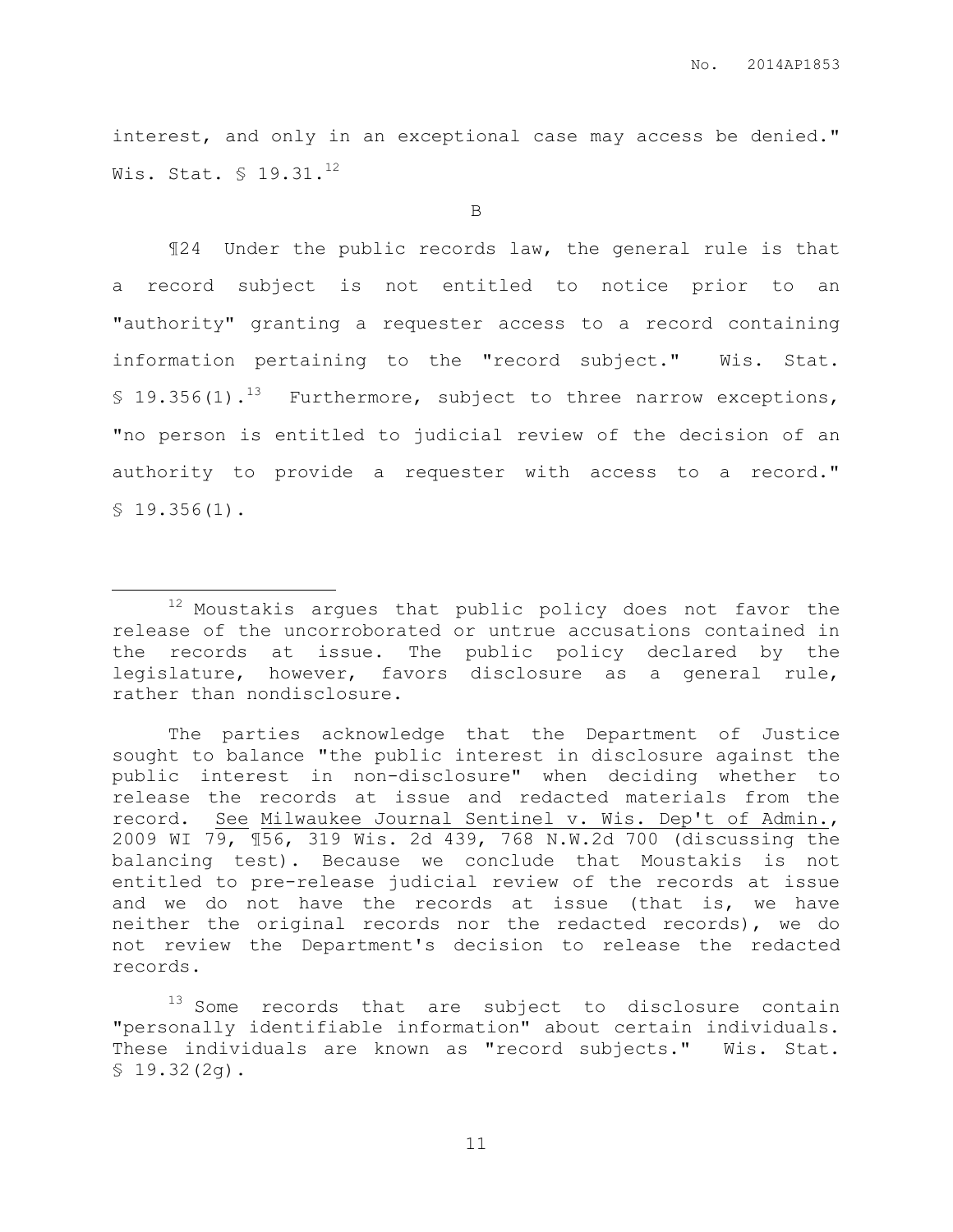interest, and only in an exceptional case may access be denied." Wis. Stat. § 19.31.[12]

B

¶24 Under the public records law, the general rule is that a record subject is not entitled to notice prior to an "authority" granting a requester access to a record containing information pertaining to the "record subject." Wis. Stat. § 19.356(1).[13] Furthermore, subject to three narrow exceptions, "no person is entitled to judicial review of the decision of an authority to provide a requester with access to a record." § 19.356(1).

---

[12] Moustakis argues that public policy does not favor the release of the uncorroborated or untrue accusations contained in the records at issue. The public policy declared by the legislature, however, favors disclosure as a general rule, rather than nondisclosure.

The parties acknowledge that the Department of Justice sought to balance "the public interest in disclosure against the public interest in non-disclosure" when deciding whether to release the records at issue and redacted materials from the record. See Milwaukee Journal Sentinel v. Wis. Dep't of Admin., 2009 WI 79, ¶56, 319 Wis. 2d 439, 768 N.W.2d 700 (discussing the balancing test). Because we conclude that Moustakis is not entitled to pre-release judicial review of the records at issue and we do not have the records at issue (that is, we have neither the original records nor the redacted records), we do not review the Department's decision to release the redacted records.

[13] Some records that are subject to disclosure contain "personally identifiable information" about certain individuals. These individuals are known as "record subjects." Wis. Stat. § 19.32(2g).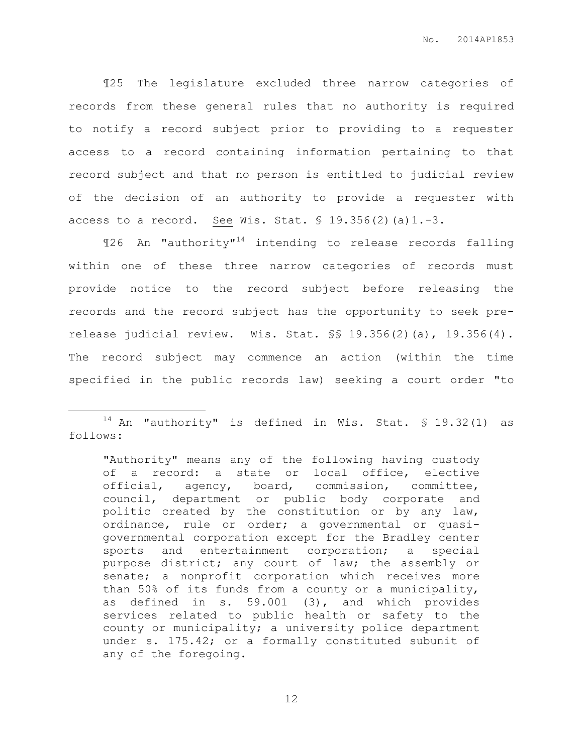¶25 The legislature excluded three narrow categories of records from these general rules that no authority is required to notify a record subject prior to providing to a requester access to a record containing information pertaining to that record subject and that no person is entitled to judicial review of the decision of an authority to provide a requester with access to a record. See Wis. Stat. § 19.356(2)(a)1.-3.

¶26 An "authority"[14] intending to release records falling within one of these three narrow categories of records must provide notice to the record subject before releasing the records and the record subject has the opportunity to seek pre-release judicial review. Wis. Stat. §§ 19.356(2)(a), 19.356(4). The record subject may commence an action (within the time specified in the public records law) seeking a court order "to

---

[14] An "authority" is defined in Wis. Stat. § 19.32(1) as follows:

> "Authority" means any of the following having custody of a record: a state or local office, elective official, agency, board, commission, committee, council, department or public body corporate and politic created by the constitution or by any law, ordinance, rule or order; a governmental or quasi-governmental corporation except for the Bradley center sports and entertainment corporation; a special purpose district; any court of law; the assembly or senate; a nonprofit corporation which receives more than 50% of its funds from a county or a municipality, as defined in s. 59.001 (3), and which provides services related to public health or safety to the county or municipality; a university police department under s. 175.42; or a formally constituted subunit of any of the foregoing.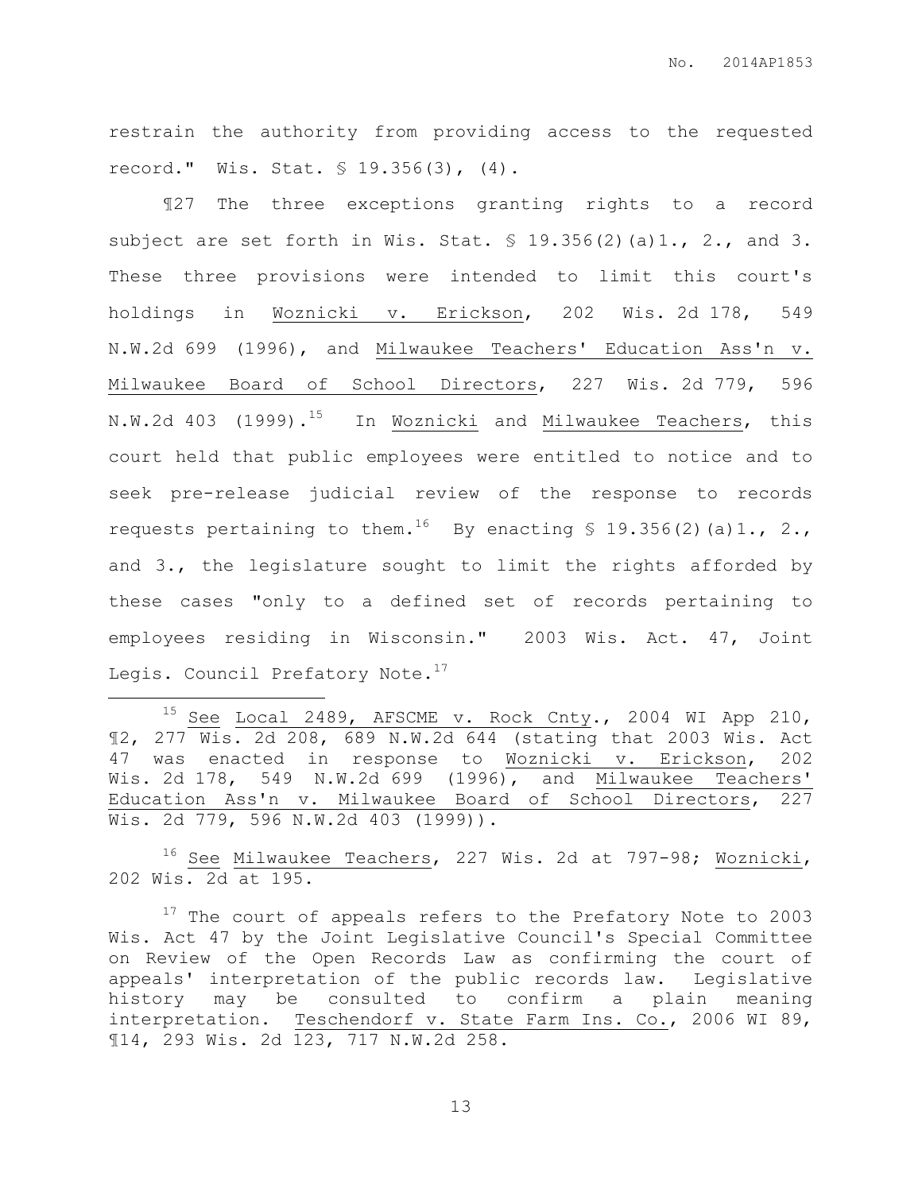restrain the authority from providing access to the requested record." Wis. Stat. § 19.356(3), (4).

¶27 The three exceptions granting rights to a record subject are set forth in Wis. Stat. § 19.356(2)(a)1., 2., and 3. These three provisions were intended to limit this court's holdings in Woznicki v. Erickson, 202 Wis. 2d 178, 549 N.W.2d 699 (1996), and Milwaukee Teachers' Education Ass'n v. Milwaukee Board of School Directors, 227 Wis. 2d 779, 596 N.W.2d 403 (1999).[15] In Woznicki and Milwaukee Teachers, this court held that public employees were entitled to notice and to seek pre-release judicial review of the response to records requests pertaining to them.[16] By enacting § 19.356(2)(a)1., 2., and 3., the legislature sought to limit the rights afforded by these cases "only to a defined set of records pertaining to employees residing in Wisconsin." 2003 Wis. Act. 47, Joint Legis. Council Prefatory Note.[17]

---

[15] See Local 2489, AFSCME v. Rock Cnty., 2004 WI App 210, ¶2, 277 Wis. 2d 208, 689 N.W.2d 644 (stating that 2003 Wis. Act 47 was enacted in response to Woznicki v. Erickson, 202 Wis. 2d 178, 549 N.W.2d 699 (1996), and Milwaukee Teachers' Education Ass'n v. Milwaukee Board of School Directors, 227 Wis. 2d 779, 596 N.W.2d 403 (1999)).

[16] See Milwaukee Teachers, 227 Wis. 2d at 797-98; Woznicki, 202 Wis. 2d at 195.

[17] The court of appeals refers to the Prefatory Note to 2003 Wis. Act 47 by the Joint Legislative Council's Special Committee on Review of the Open Records Law as confirming the court of appeals' interpretation of the public records law. Legislative history may be consulted to confirm a plain meaning interpretation. Teschendorf v. State Farm Ins. Co., 2006 WI 89, ¶14, 293 Wis. 2d 123, 717 N.W.2d 258.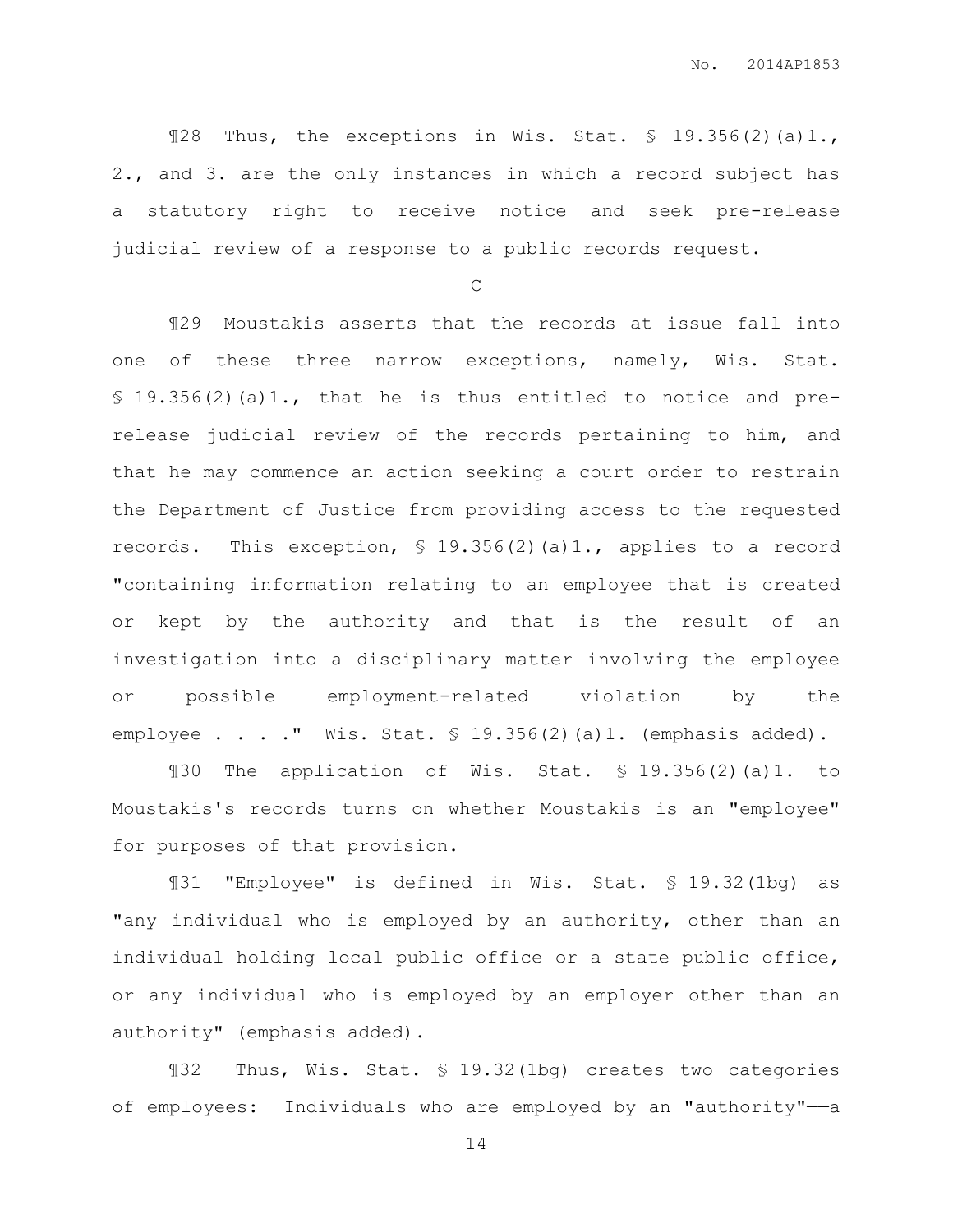¶28 Thus, the exceptions in Wis. Stat. § 19.356(2)(a)1., 2., and 3. are the only instances in which a record subject has a statutory right to receive notice and seek pre-release judicial review of a response to a public records request.

C

¶29 Moustakis asserts that the records at issue fall into one of these three narrow exceptions, namely, Wis. Stat. § 19.356(2)(a)1., that he is thus entitled to notice and pre-release judicial review of the records pertaining to him, and that he may commence an action seeking a court order to restrain the Department of Justice from providing access to the requested records. This exception, § 19.356(2)(a)1., applies to a record "containing information relating to an <u>employee</u> that is created or kept by the authority and that is the result of an investigation into a disciplinary matter involving the employee or possible employment-related violation by the employee . . . ." Wis. Stat. § 19.356(2)(a)1. (emphasis added).

¶30 The application of Wis. Stat. § 19.356(2)(a)1. to Moustakis's records turns on whether Moustakis is an "employee" for purposes of that provision.

¶31 "Employee" is defined in Wis. Stat. § 19.32(1bg) as "any individual who is employed by an authority, <u>other than an individual holding local public office or a state public office</u>, or any individual who is employed by an employer other than an authority" (emphasis added).

¶32 Thus, Wis. Stat. § 19.32(1bg) creates two categories of employees: Individuals who are employed by an "authority"——a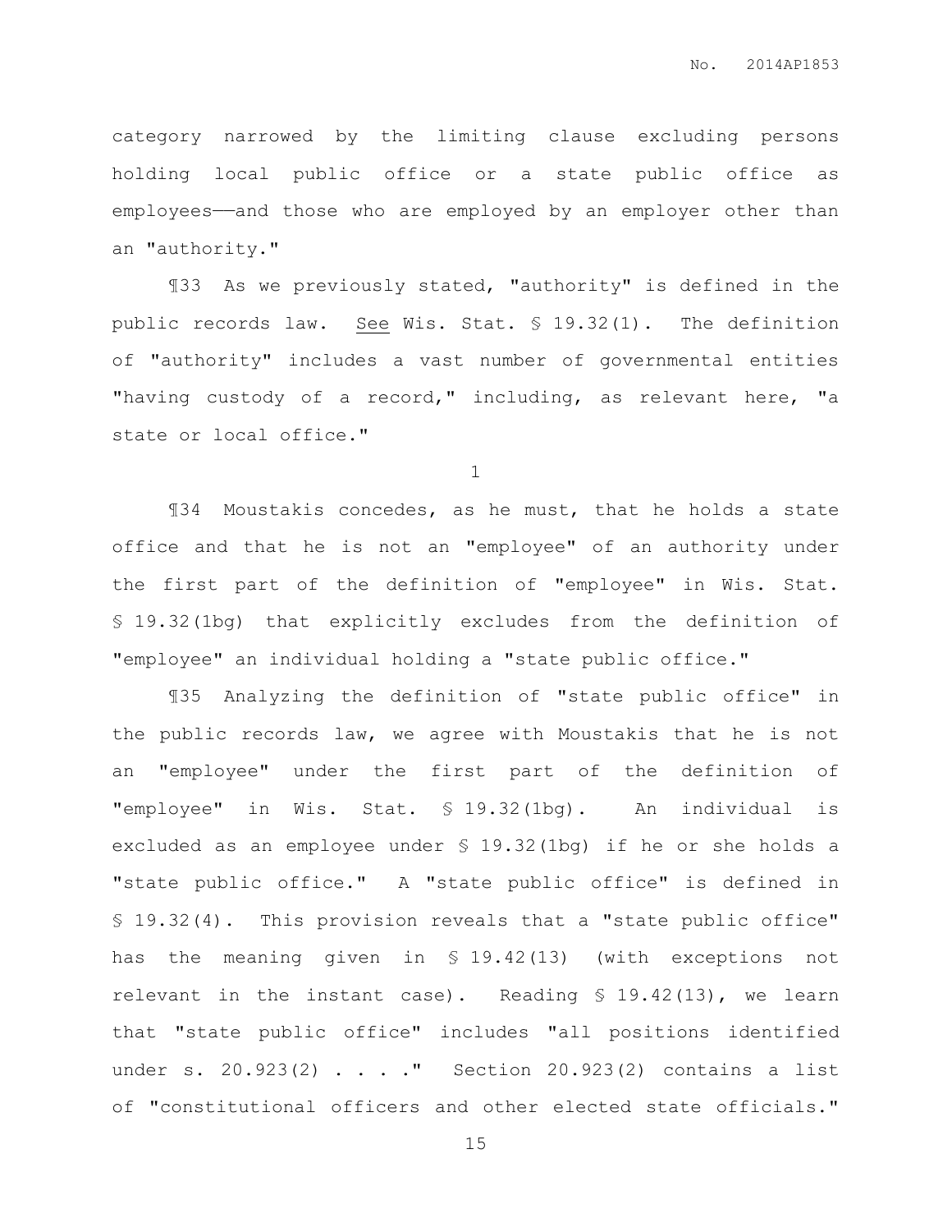category narrowed by the limiting clause excluding persons holding local public office or a state public office as employees——and those who are employed by an employer other than an "authority."

¶33 As we previously stated, "authority" is defined in the public records law. See Wis. Stat. § 19.32(1). The definition of "authority" includes a vast number of governmental entities "having custody of a record," including, as relevant here, "a state or local office."

1

¶34 Moustakis concedes, as he must, that he holds a state office and that he is not an "employee" of an authority under the first part of the definition of "employee" in Wis. Stat. § 19.32(1bg) that explicitly excludes from the definition of "employee" an individual holding a "state public office."

¶35 Analyzing the definition of "state public office" in the public records law, we agree with Moustakis that he is not an "employee" under the first part of the definition of "employee" in Wis. Stat. § 19.32(1bg). An individual is excluded as an employee under § 19.32(1bg) if he or she holds a "state public office." A "state public office" is defined in § 19.32(4). This provision reveals that a "state public office" has the meaning given in § 19.42(13) (with exceptions not relevant in the instant case). Reading § 19.42(13), we learn that "state public office" includes "all positions identified under s. 20.923(2) . . . ." Section 20.923(2) contains a list of "constitutional officers and other elected state officials."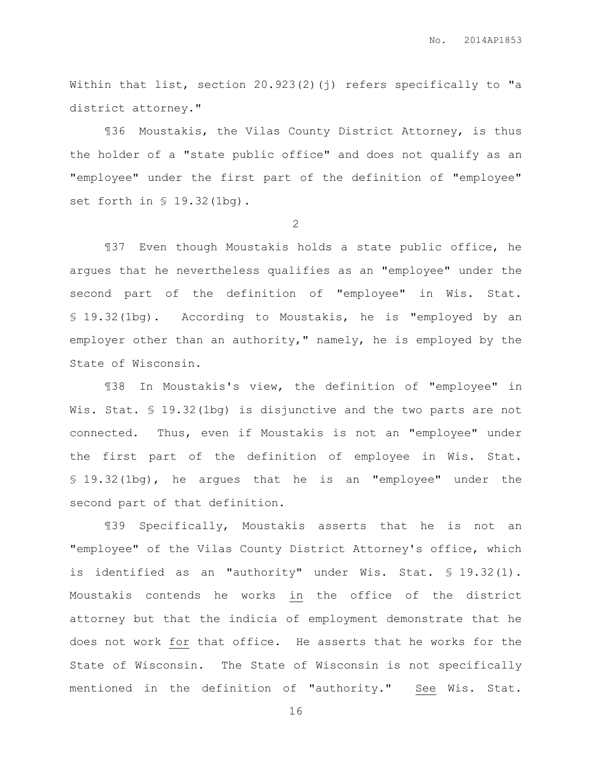Within that list, section 20.923(2)(j) refers specifically to "a district attorney."

¶36 Moustakis, the Vilas County District Attorney, is thus the holder of a "state public office" and does not qualify as an "employee" under the first part of the definition of "employee" set forth in § 19.32(1bg).

2

¶37 Even though Moustakis holds a state public office, he argues that he nevertheless qualifies as an "employee" under the second part of the definition of "employee" in Wis. Stat. § 19.32(1bg). According to Moustakis, he is "employed by an employer other than an authority," namely, he is employed by the State of Wisconsin.

¶38 In Moustakis's view, the definition of "employee" in Wis. Stat. § 19.32(1bg) is disjunctive and the two parts are not connected. Thus, even if Moustakis is not an "employee" under the first part of the definition of employee in Wis. Stat. § 19.32(1bg), he argues that he is an "employee" under the second part of that definition.

¶39 Specifically, Moustakis asserts that he is not an "employee" of the Vilas County District Attorney's office, which is identified as an "authority" under Wis. Stat. § 19.32(1). Moustakis contends he works in the office of the district attorney but that the indicia of employment demonstrate that he does not work for that office. He asserts that he works for the State of Wisconsin. The State of Wisconsin is not specifically mentioned in the definition of "authority." See Wis. Stat.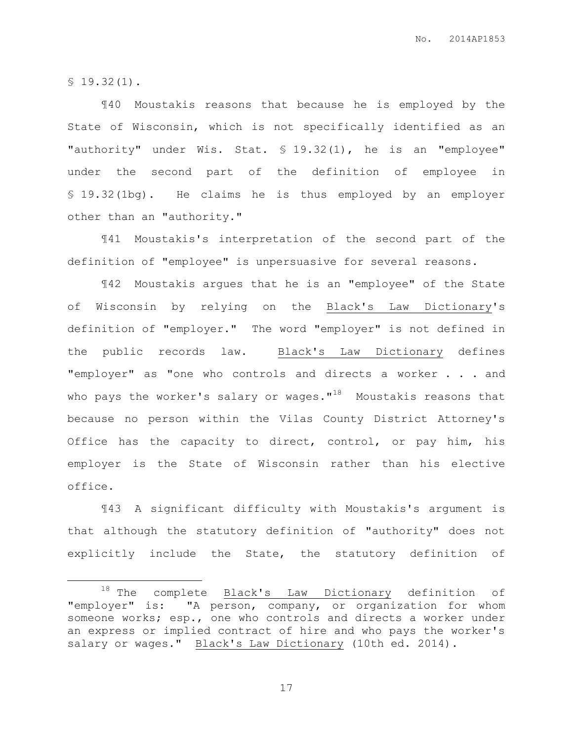§ 19.32(1).

¶40 Moustakis reasons that because he is employed by the State of Wisconsin, which is not specifically identified as an "authority" under Wis. Stat. § 19.32(1), he is an "employee" under the second part of the definition of employee in § 19.32(1bg). He claims he is thus employed by an employer other than an "authority."

¶41 Moustakis's interpretation of the second part of the definition of "employee" is unpersuasive for several reasons.

¶42 Moustakis argues that he is an "employee" of the State of Wisconsin by relying on the Black's Law Dictionary's definition of "employer." The word "employer" is not defined in the public records law. Black's Law Dictionary defines "employer" as "one who controls and directs a worker . . . and who pays the worker's salary or wages."[18] Moustakis reasons that because no person within the Vilas County District Attorney's Office has the capacity to direct, control, or pay him, his employer is the State of Wisconsin rather than his elective office.

¶43 A significant difficulty with Moustakis's argument is that although the statutory definition of "authority" does not explicitly include the State, the statutory definition of

---

[18] The complete Black's Law Dictionary definition of "employer" is: "A person, company, or organization for whom someone works; esp., one who controls and directs a worker under an express or implied contract of hire and who pays the worker's salary or wages." Black's Law Dictionary (10th ed. 2014).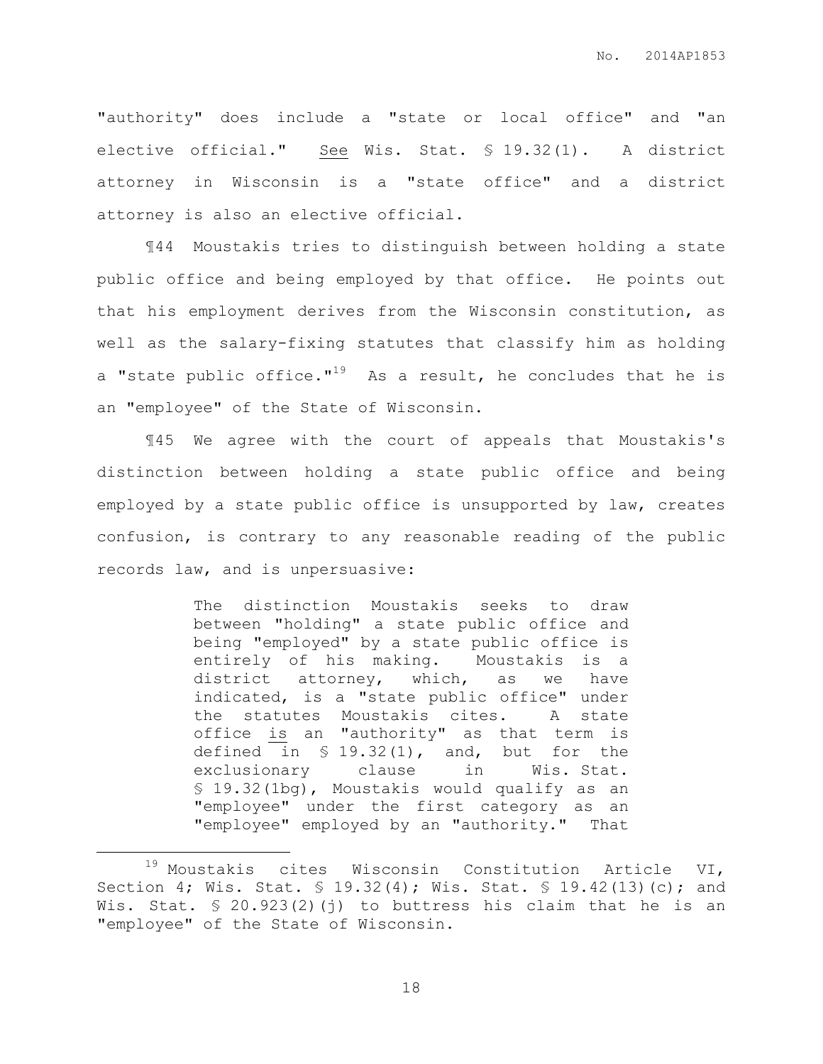"authority" does include a "state or local office" and "an elective official." See Wis. Stat. § 19.32(1). A district attorney in Wisconsin is a "state office" and a district attorney is also an elective official.

¶44 Moustakis tries to distinguish between holding a state public office and being employed by that office. He points out that his employment derives from the Wisconsin constitution, as well as the salary-fixing statutes that classify him as holding a "state public office."[19] As a result, he concludes that he is an "employee" of the State of Wisconsin.

¶45 We agree with the court of appeals that Moustakis's distinction between holding a state public office and being employed by a state public office is unsupported by law, creates confusion, is contrary to any reasonable reading of the public records law, and is unpersuasive:

> The distinction Moustakis seeks to draw between "holding" a state public office and being "employed" by a state public office is entirely of his making. Moustakis is a district attorney, which, as we have indicated, is a "state public office" under the statutes Moustakis cites. A state office is an "authority" as that term is defined in § 19.32(1), and, but for the exclusionary clause in Wis. Stat. § 19.32(1bg), Moustakis would qualify as an "employee" under the first category as an "employee" employed by an "authority." That

---

[19] Moustakis cites Wisconsin Constitution Article VI, Section 4; Wis. Stat. § 19.32(4); Wis. Stat. § 19.42(13)(c); and Wis. Stat. § 20.923(2)(j) to buttress his claim that he is an "employee" of the State of Wisconsin.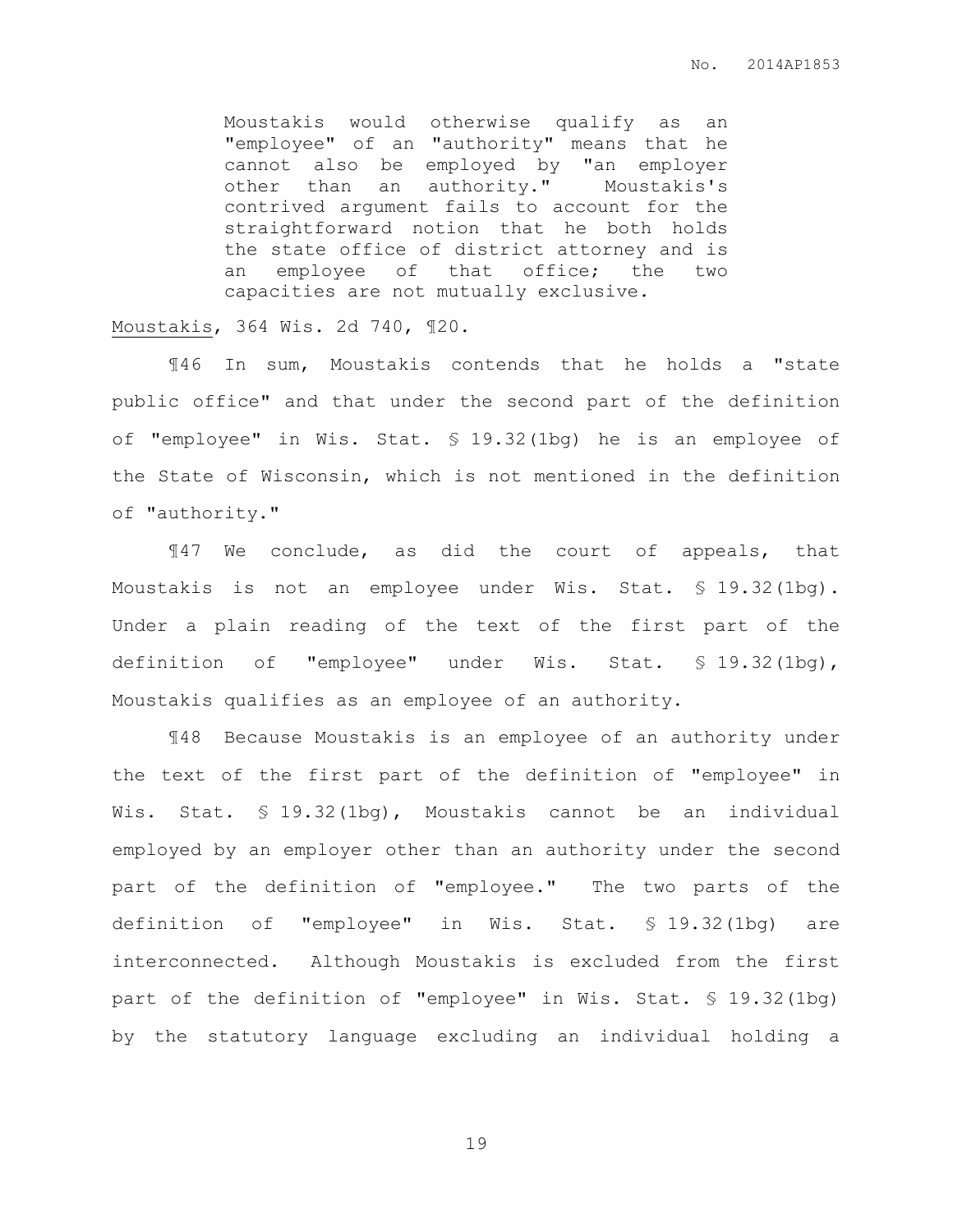> Moustakis would otherwise qualify as an "employee" of an "authority" means that he cannot also be employed by "an employer other than an authority." Moustakis's contrived argument fails to account for the straightforward notion that he both holds the state office of district attorney and is an employee of that office; the two capacities are not mutually exclusive.

Moustakis, 364 Wis. 2d 740, ¶20.

¶46 In sum, Moustakis contends that he holds a "state public office" and that under the second part of the definition of "employee" in Wis. Stat. § 19.32(1bg) he is an employee of the State of Wisconsin, which is not mentioned in the definition of "authority."

¶47 We conclude, as did the court of appeals, that Moustakis is not an employee under Wis. Stat. § 19.32(1bg). Under a plain reading of the text of the first part of the definition of "employee" under Wis. Stat. § 19.32(1bg), Moustakis qualifies as an employee of an authority.

¶48 Because Moustakis is an employee of an authority under the text of the first part of the definition of "employee" in Wis. Stat. § 19.32(1bg), Moustakis cannot be an individual employed by an employer other than an authority under the second part of the definition of "employee." The two parts of the definition of "employee" in Wis. Stat. § 19.32(1bg) are interconnected. Although Moustakis is excluded from the first part of the definition of "employee" in Wis. Stat. § 19.32(1bg) by the statutory language excluding an individual holding a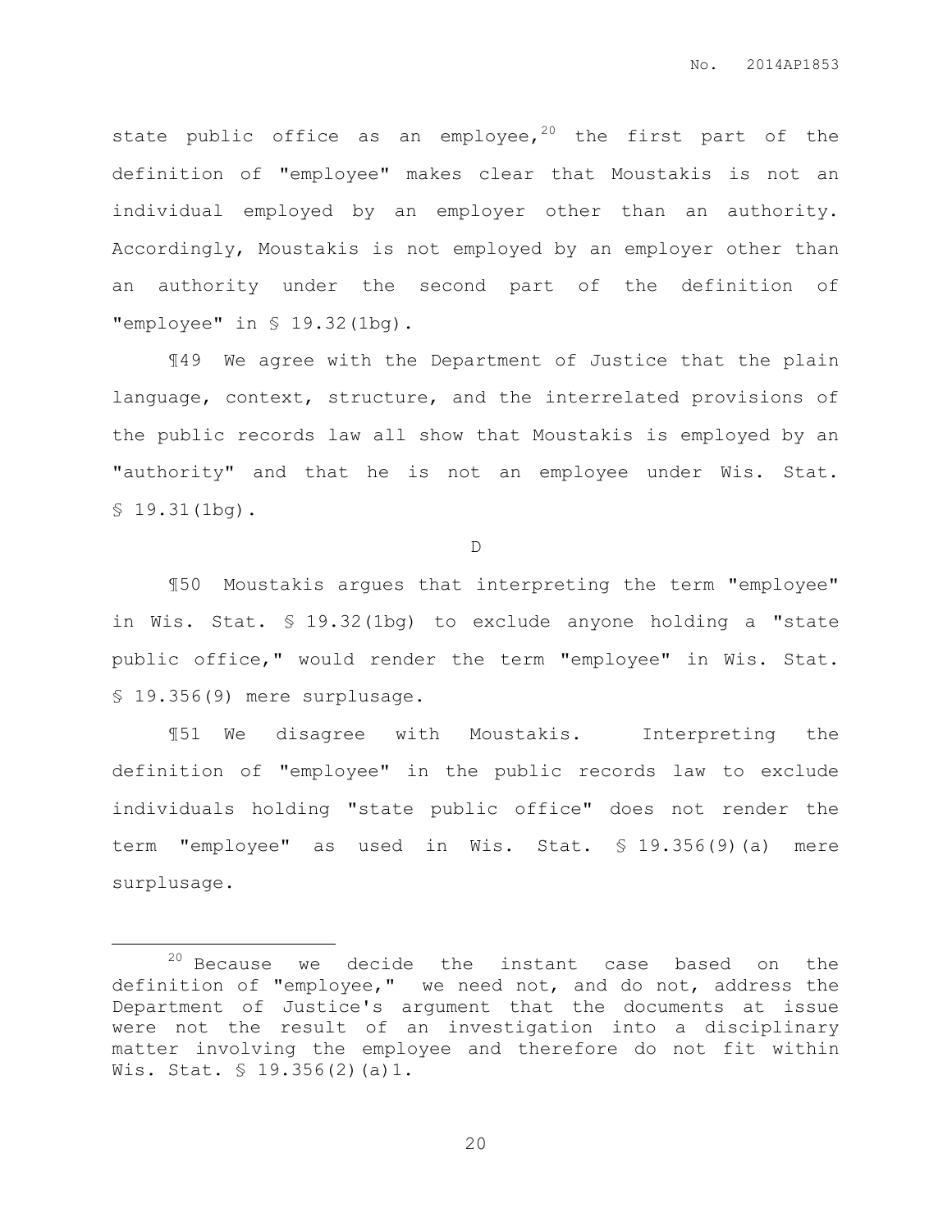state public office as an employee,[20] the first part of the definition of "employee" makes clear that Moustakis is not an individual employed by an employer other than an authority. Accordingly, Moustakis is not employed by an employer other than an authority under the second part of the definition of "employee" in § 19.32(1bg).

¶49 We agree with the Department of Justice that the plain language, context, structure, and the interrelated provisions of the public records law all show that Moustakis is employed by an "authority" and that he is not an employee under Wis. Stat. § 19.31(1bg).

D

¶50 Moustakis argues that interpreting the term "employee" in Wis. Stat. § 19.32(1bg) to exclude anyone holding a "state public office," would render the term "employee" in Wis. Stat. § 19.356(9) mere surplusage.

¶51 We disagree with Moustakis. Interpreting the definition of "employee" in the public records law to exclude individuals holding "state public office" does not render the term "employee" as used in Wis. Stat. § 19.356(9)(a) mere surplusage.

---

[20] Because we decide the instant case based on the definition of "employee," we need not, and do not, address the Department of Justice's argument that the documents at issue were not the result of an investigation into a disciplinary matter involving the employee and therefore do not fit within Wis. Stat. § 19.356(2)(a)1.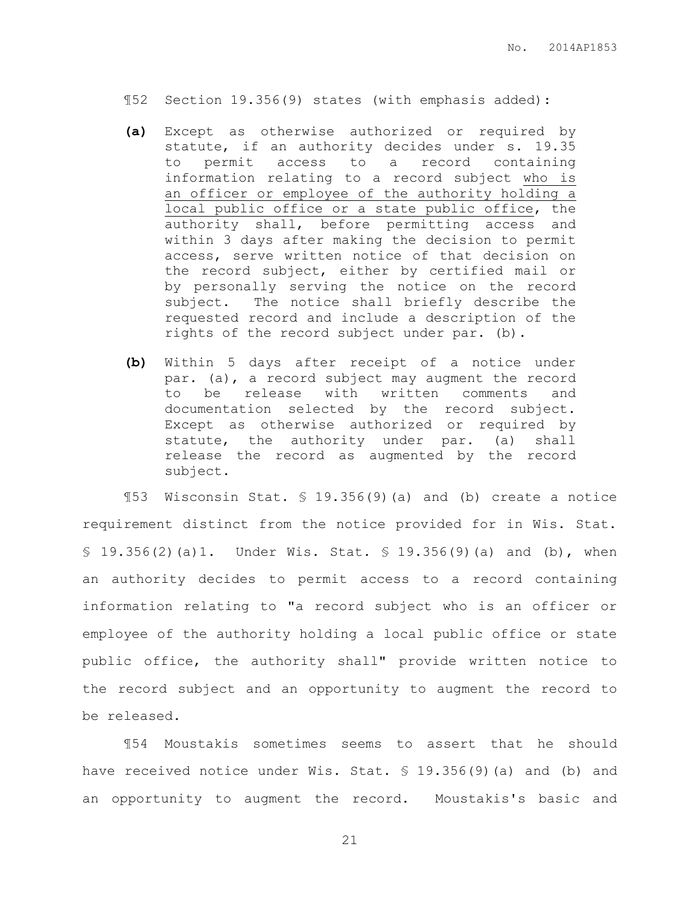¶52 Section 19.356(9) states (with emphasis added):

> **(a)** Except as otherwise authorized or required by statute, if an authority decides under s. 19.35 to permit access to a record containing information relating to a record subject <u>who is an officer or employee of the authority holding a local public office or a state public office</u>, the authority shall, before permitting access and within 3 days after making the decision to permit access, serve written notice of that decision on the record subject, either by certified mail or by personally serving the notice on the record subject. The notice shall briefly describe the requested record and include a description of the rights of the record subject under par. (b).
>
> **(b)** Within 5 days after receipt of a notice under par. (a), a record subject may augment the record to be release with written comments and documentation selected by the record subject. Except as otherwise authorized or required by statute, the authority under par. (a) shall release the record as augmented by the record subject.

¶53 Wisconsin Stat. § 19.356(9)(a) and (b) create a notice requirement distinct from the notice provided for in Wis. Stat. § 19.356(2)(a)1. Under Wis. Stat. § 19.356(9)(a) and (b), when an authority decides to permit access to a record containing information relating to "a record subject who is an officer or employee of the authority holding a local public office or state public office, the authority shall" provide written notice to the record subject and an opportunity to augment the record to be released.

¶54 Moustakis sometimes seems to assert that he should have received notice under Wis. Stat. § 19.356(9)(a) and (b) and an opportunity to augment the record. Moustakis's basic and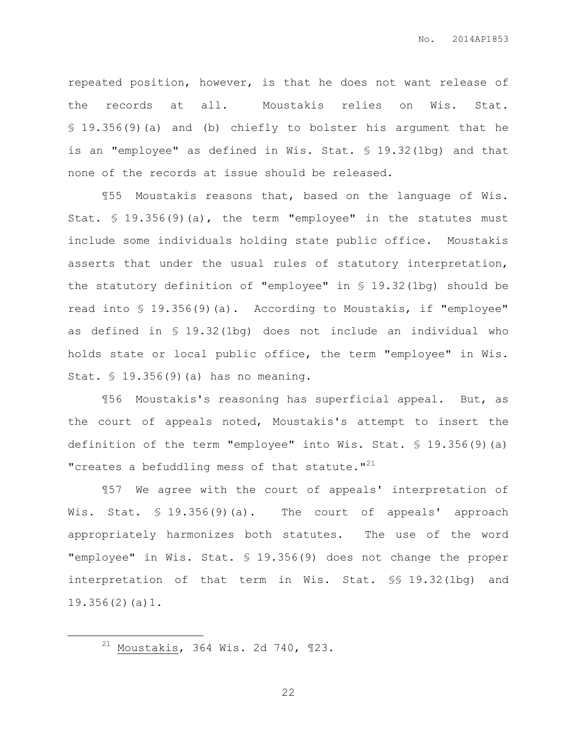repeated position, however, is that he does not want release of the records at all. Moustakis relies on Wis. Stat. § 19.356(9)(a) and (b) chiefly to bolster his argument that he is an "employee" as defined in Wis. Stat. § 19.32(1bg) and that none of the records at issue should be released.

¶55 Moustakis reasons that, based on the language of Wis. Stat. § 19.356(9)(a), the term "employee" in the statutes must include some individuals holding state public office. Moustakis asserts that under the usual rules of statutory interpretation, the statutory definition of "employee" in § 19.32(1bg) should be read into § 19.356(9)(a). According to Moustakis, if "employee" as defined in § 19.32(1bg) does not include an individual who holds state or local public office, the term "employee" in Wis. Stat. § 19.356(9)(a) has no meaning.

¶56 Moustakis's reasoning has superficial appeal. But, as the court of appeals noted, Moustakis's attempt to insert the definition of the term "employee" into Wis. Stat. § 19.356(9)(a) "creates a befuddling mess of that statute."[21]

¶57 We agree with the court of appeals' interpretation of Wis. Stat. § 19.356(9)(a). The court of appeals' approach appropriately harmonizes both statutes. The use of the word "employee" in Wis. Stat. § 19.356(9) does not change the proper interpretation of that term in Wis. Stat. §§ 19.32(1bg) and 19.356(2)(a)1.

---

[21] Moustakis, 364 Wis. 2d 740, ¶23.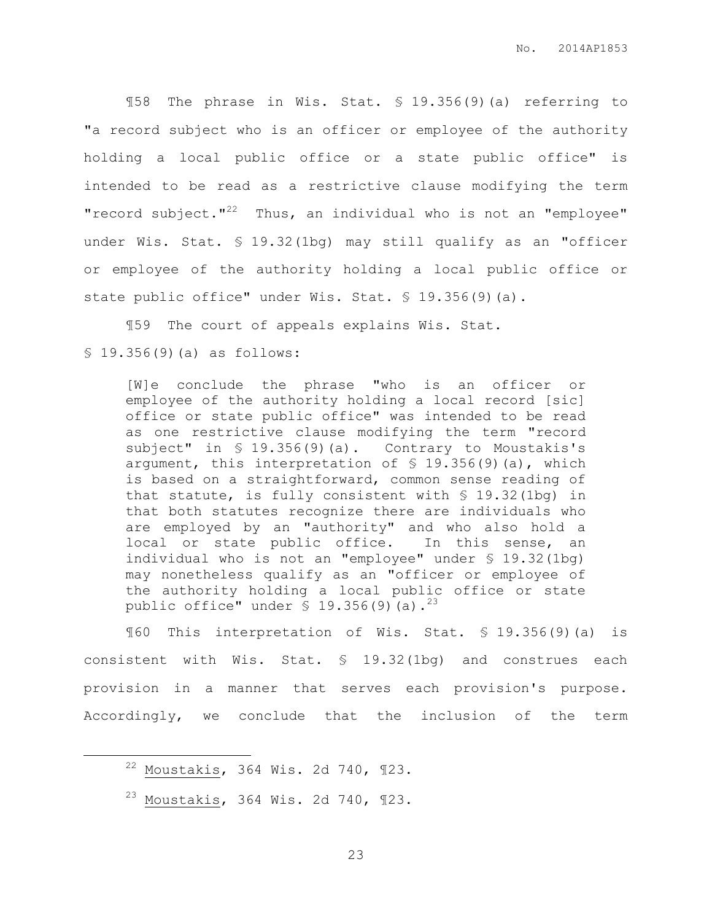¶58 The phrase in Wis. Stat. § 19.356(9)(a) referring to "a record subject who is an officer or employee of the authority holding a local public office or a state public office" is intended to be read as a restrictive clause modifying the term "record subject."[22] Thus, an individual who is not an "employee" under Wis. Stat. § 19.32(1bg) may still qualify as an "officer or employee of the authority holding a local public office or state public office" under Wis. Stat. § 19.356(9)(a).

¶59 The court of appeals explains Wis. Stat. § 19.356(9)(a) as follows:

> [W]e conclude the phrase "who is an officer or employee of the authority holding a local record [sic] office or state public office" was intended to be read as one restrictive clause modifying the term "record subject" in § 19.356(9)(a). Contrary to Moustakis's argument, this interpretation of § 19.356(9)(a), which is based on a straightforward, common sense reading of that statute, is fully consistent with § 19.32(1bg) in that both statutes recognize there are individuals who are employed by an "authority" and who also hold a local or state public office. In this sense, an individual who is not an "employee" under § 19.32(1bg) may nonetheless qualify as an "officer or employee of the authority holding a local public office or state public office" under § 19.356(9)(a).[23]

¶60 This interpretation of Wis. Stat. § 19.356(9)(a) is consistent with Wis. Stat. § 19.32(1bg) and construes each provision in a manner that serves each provision's purpose. Accordingly, we conclude that the inclusion of the term

---

[22] Moustakis, 364 Wis. 2d 740, ¶23.

[23] Moustakis, 364 Wis. 2d 740, ¶23.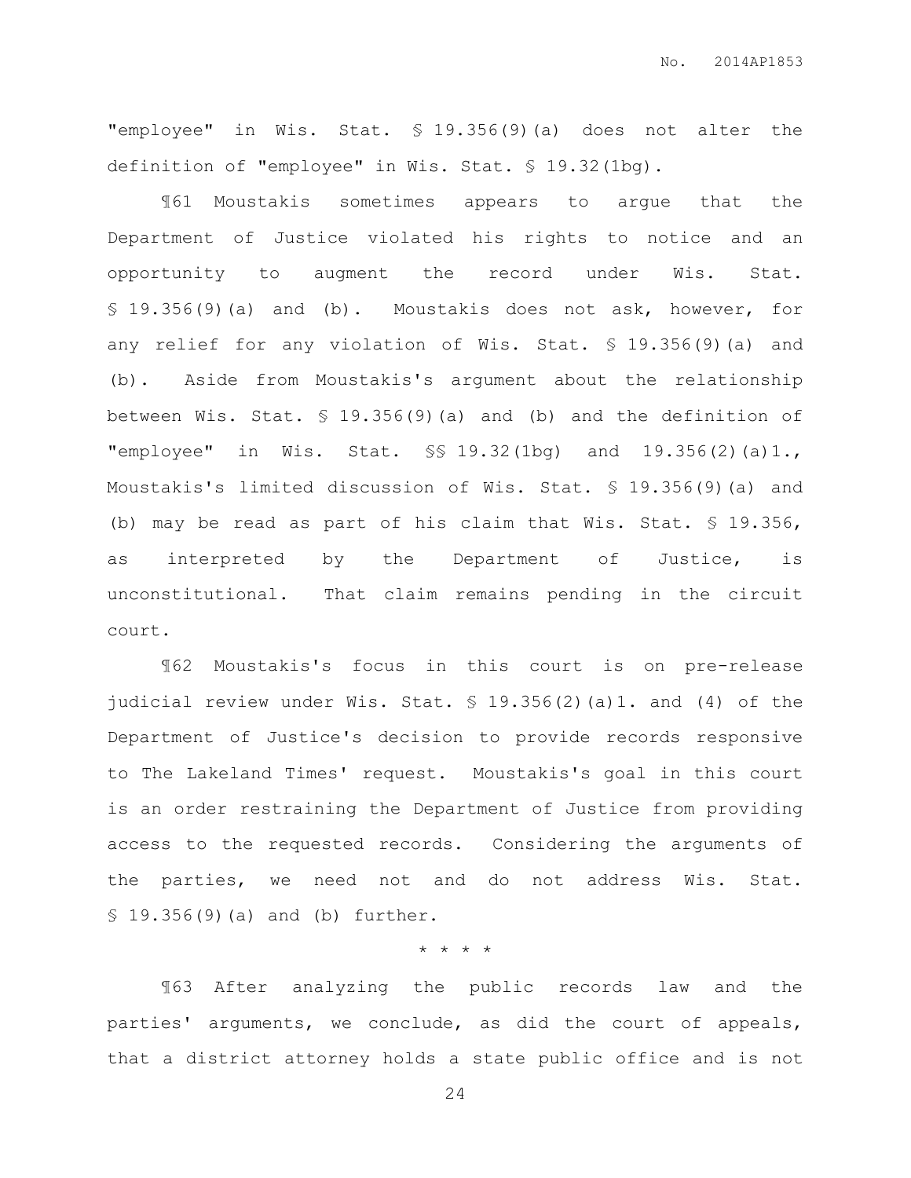"employee" in Wis. Stat. § 19.356(9)(a) does not alter the definition of "employee" in Wis. Stat. § 19.32(1bg).

¶61 Moustakis sometimes appears to argue that the Department of Justice violated his rights to notice and an opportunity to augment the record under Wis. Stat. § 19.356(9)(a) and (b). Moustakis does not ask, however, for any relief for any violation of Wis. Stat. § 19.356(9)(a) and (b). Aside from Moustakis's argument about the relationship between Wis. Stat. § 19.356(9)(a) and (b) and the definition of "employee" in Wis. Stat. §§ 19.32(1bg) and 19.356(2)(a)1., Moustakis's limited discussion of Wis. Stat. § 19.356(9)(a) and (b) may be read as part of his claim that Wis. Stat. § 19.356, as interpreted by the Department of Justice, is unconstitutional. That claim remains pending in the circuit court.

¶62 Moustakis's focus in this court is on pre-release judicial review under Wis. Stat. § 19.356(2)(a)1. and (4) of the Department of Justice's decision to provide records responsive to The Lakeland Times' request. Moustakis's goal in this court is an order restraining the Department of Justice from providing access to the requested records. Considering the arguments of the parties, we need not and do not address Wis. Stat. § 19.356(9)(a) and (b) further.

* * * *

¶63 After analyzing the public records law and the parties' arguments, we conclude, as did the court of appeals, that a district attorney holds a state public office and is not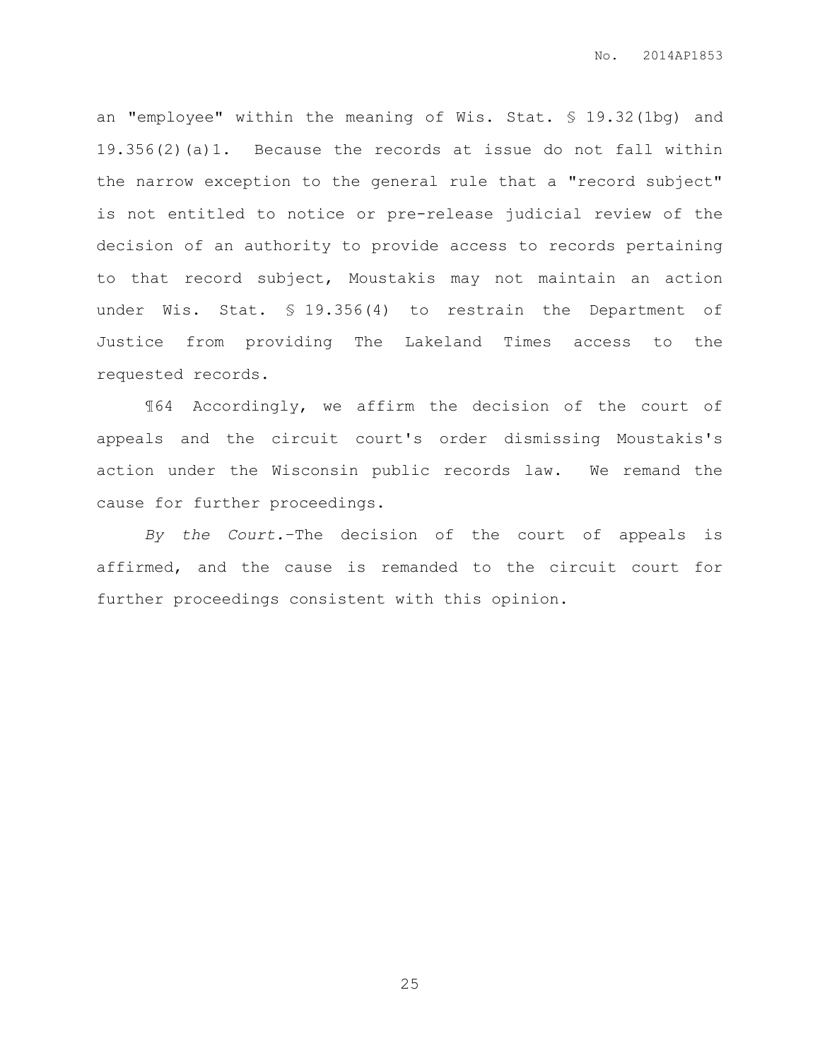an "employee" within the meaning of Wis. Stat. § 19.32(1bg) and 19.356(2)(a)1. Because the records at issue do not fall within the narrow exception to the general rule that a "record subject" is not entitled to notice or pre-release judicial review of the decision of an authority to provide access to records pertaining to that record subject, Moustakis may not maintain an action under Wis. Stat. § 19.356(4) to restrain the Department of Justice from providing The Lakeland Times access to the requested records.

¶64 Accordingly, we affirm the decision of the court of appeals and the circuit court's order dismissing Moustakis's action under the Wisconsin public records law. We remand the cause for further proceedings.

*By the Court.*—The decision of the court of appeals is affirmed, and the cause is remanded to the circuit court for further proceedings consistent with this opinion.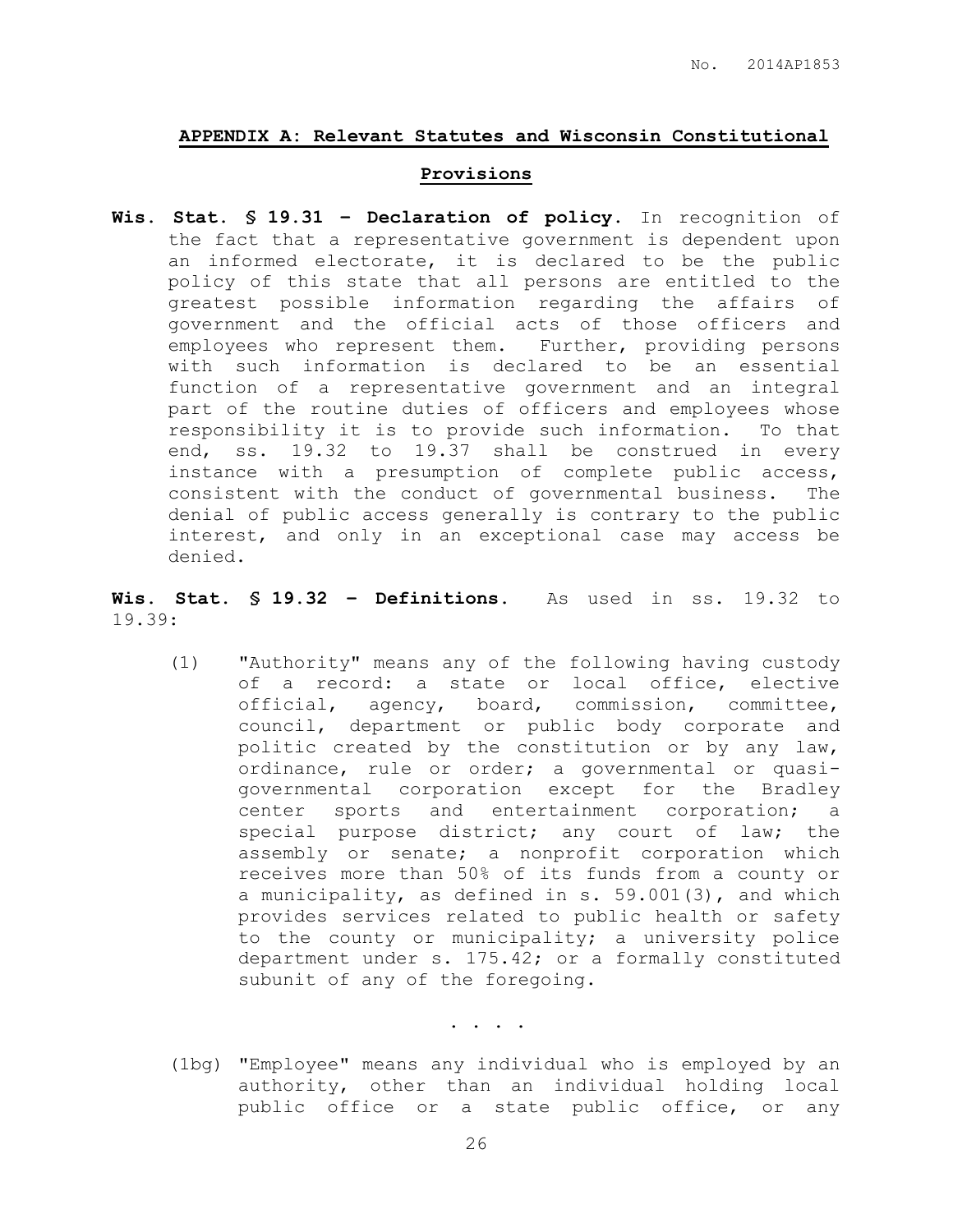## APPENDIX A: Relevant Statutes and Wisconsin Constitutional Provisions

**Wis. Stat. § 19.31 – Declaration of policy.** In recognition of the fact that a representative government is dependent upon an informed electorate, it is declared to be the public policy of this state that all persons are entitled to the greatest possible information regarding the affairs of government and the official acts of those officers and employees who represent them. Further, providing persons with such information is declared to be an essential function of a representative government and an integral part of the routine duties of officers and employees whose responsibility it is to provide such information. To that end, ss. 19.32 to 19.37 shall be construed in every instance with a presumption of complete public access, consistent with the conduct of governmental business. The denial of public access generally is contrary to the public interest, and only in an exceptional case may access be denied.

**Wis. Stat. § 19.32 – Definitions.** As used in ss. 19.32 to 19.39:

(1) "Authority" means any of the following having custody of a record: a state or local office, elective official, agency, board, commission, committee, council, department or public body corporate and politic created by the constitution or by any law, ordinance, rule or order; a governmental or quasi-governmental corporation except for the Bradley center sports and entertainment corporation; a special purpose district; any court of law; the assembly or senate; a nonprofit corporation which receives more than 50% of its funds from a county or a municipality, as defined in s. 59.001(3), and which provides services related to public health or safety to the county or municipality; a university police department under s. 175.42; or a formally constituted subunit of any of the foregoing.

. . . .

(1bg) "Employee" means any individual who is employed by an authority, other than an individual holding local public office or a state public office, or any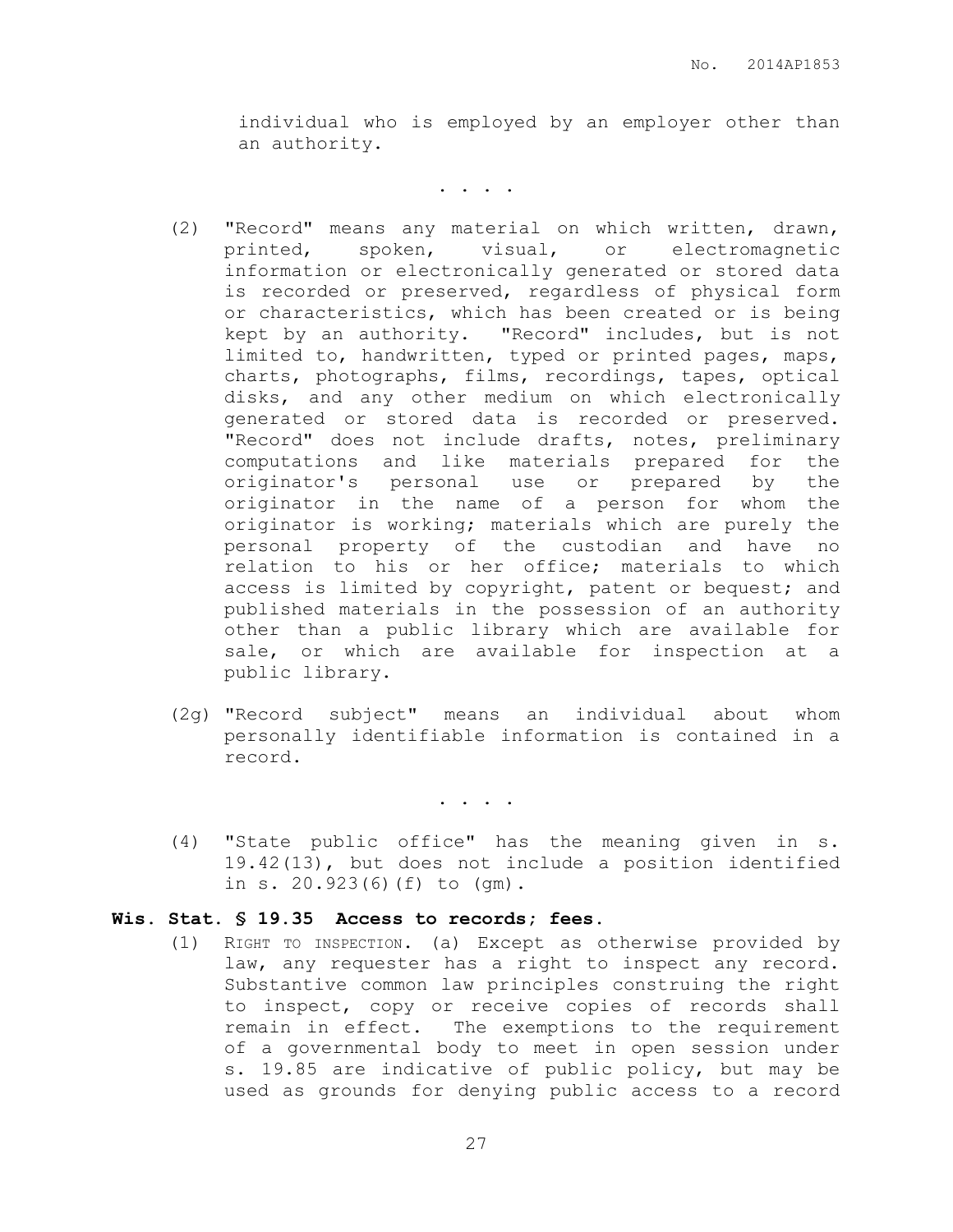individual who is employed by an employer other than an authority.

. . . .

(2) "Record" means any material on which written, drawn, printed, spoken, visual, or electromagnetic information or electronically generated or stored data is recorded or preserved, regardless of physical form or characteristics, which has been created or is being kept by an authority. "Record" includes, but is not limited to, handwritten, typed or printed pages, maps, charts, photographs, films, recordings, tapes, optical disks, and any other medium on which electronically generated or stored data is recorded or preserved. "Record" does not include drafts, notes, preliminary computations and like materials prepared for the originator's personal use or prepared by the originator in the name of a person for whom the originator is working; materials which are purely the personal property of the custodian and have no relation to his or her office; materials to which access is limited by copyright, patent or bequest; and published materials in the possession of an authority other than a public library which are available for sale, or which are available for inspection at a public library.

(2g) "Record subject" means an individual about whom personally identifiable information is contained in a record.

. . . .

(4) "State public office" has the meaning given in s. 19.42(13), but does not include a position identified in s. 20.923(6)(f) to (gm).

**Wis. Stat. § 19.35 Access to records; fees.**

(1) RIGHT TO INSPECTION. (a) Except as otherwise provided by law, any requester has a right to inspect any record. Substantive common law principles construing the right to inspect, copy or receive copies of records shall remain in effect. The exemptions to the requirement of a governmental body to meet in open session under s. 19.85 are indicative of public policy, but may be used as grounds for denying public access to a record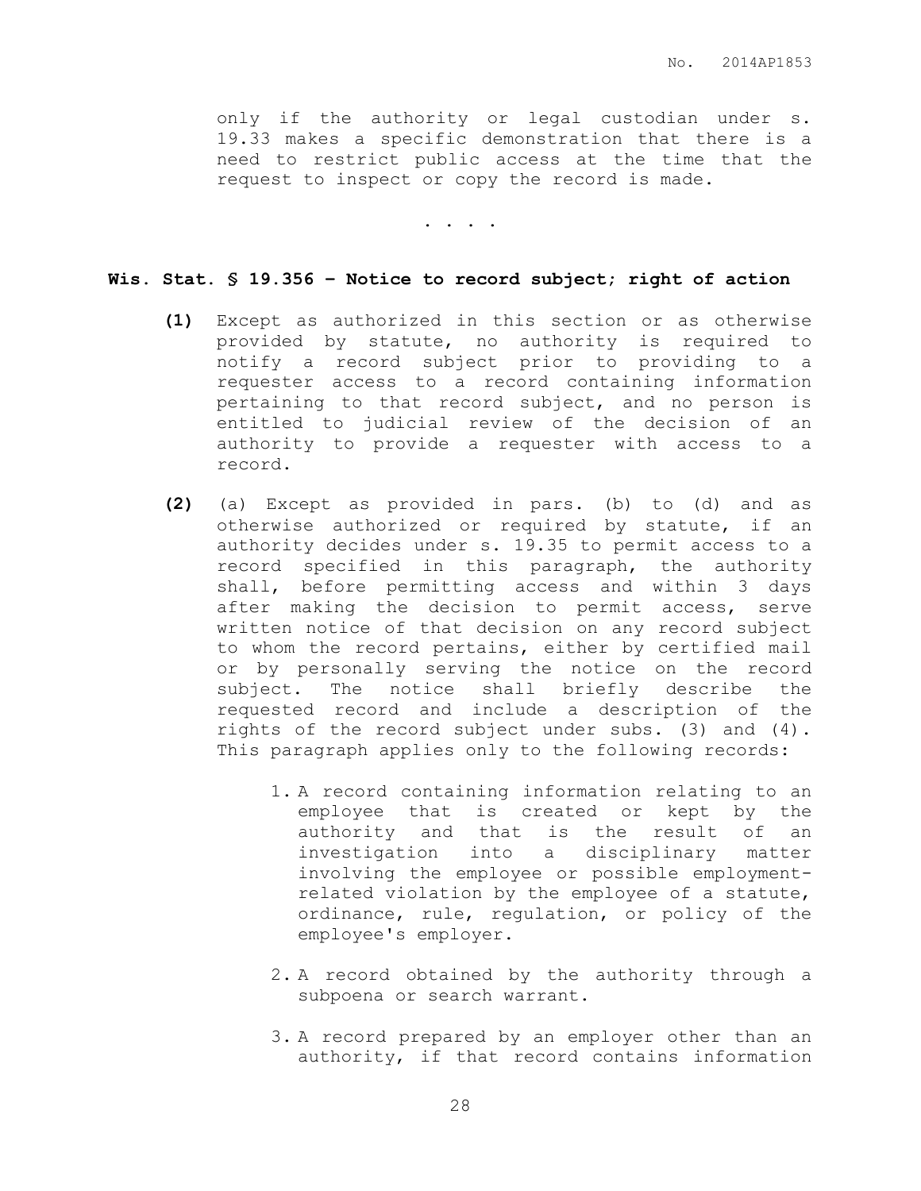only if the authority or legal custodian under s. 19.33 makes a specific demonstration that there is a need to restrict public access at the time that the request to inspect or copy the record is made.

. . . .

**Wis. Stat. § 19.356 – Notice to record subject; right of action**

**(1)** Except as authorized in this section or as otherwise provided by statute, no authority is required to notify a record subject prior to providing to a requester access to a record containing information pertaining to that record subject, and no person is entitled to judicial review of the decision of an authority to provide a requester with access to a record.

**(2)** (a) Except as provided in pars. (b) to (d) and as otherwise authorized or required by statute, if an authority decides under s. 19.35 to permit access to a record specified in this paragraph, the authority shall, before permitting access and within 3 days after making the decision to permit access, serve written notice of that decision on any record subject to whom the record pertains, either by certified mail or by personally serving the notice on the record subject. The notice shall briefly describe the requested record and include a description of the rights of the record subject under subs. (3) and (4). This paragraph applies only to the following records:

1. A record containing information relating to an employee that is created or kept by the authority and that is the result of an investigation into a disciplinary matter involving the employee or possible employment-related violation by the employee of a statute, ordinance, rule, regulation, or policy of the employee's employer.

2. A record obtained by the authority through a subpoena or search warrant.

3. A record prepared by an employer other than an authority, if that record contains information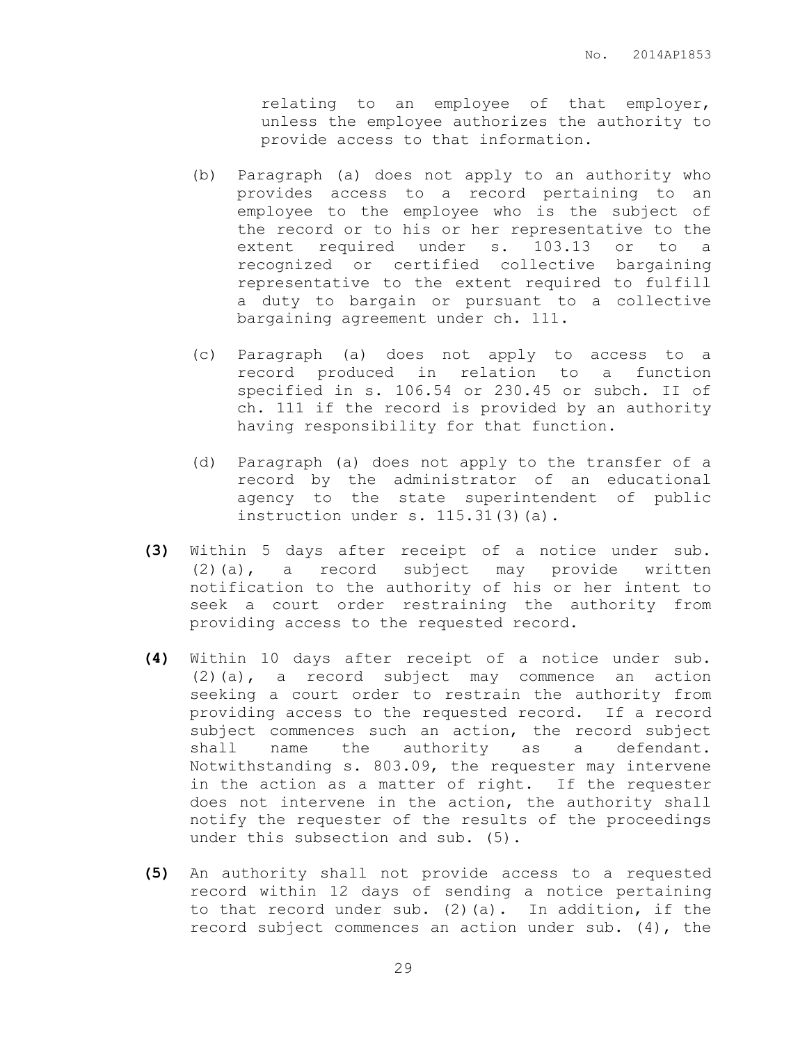relating to an employee of that employer, unless the employee authorizes the authority to provide access to that information.

(b) Paragraph (a) does not apply to an authority who provides access to a record pertaining to an employee to the employee who is the subject of the record or to his or her representative to the extent required under s. 103.13 or to a recognized or certified collective bargaining representative to the extent required to fulfill a duty to bargain or pursuant to a collective bargaining agreement under ch. 111.

(c) Paragraph (a) does not apply to access to a record produced in relation to a function specified in s. 106.54 or 230.45 or subch. II of ch. 111 if the record is provided by an authority having responsibility for that function.

(d) Paragraph (a) does not apply to the transfer of a record by the administrator of an educational agency to the state superintendent of public instruction under s. 115.31(3)(a).

**(3)** Within 5 days after receipt of a notice under sub. (2)(a), a record subject may provide written notification to the authority of his or her intent to seek a court order restraining the authority from providing access to the requested record.

**(4)** Within 10 days after receipt of a notice under sub. (2)(a), a record subject may commence an action seeking a court order to restrain the authority from providing access to the requested record. If a record subject commences such an action, the record subject shall name the authority as a defendant. Notwithstanding s. 803.09, the requester may intervene in the action as a matter of right. If the requester does not intervene in the action, the authority shall notify the requester of the results of the proceedings under this subsection and sub. (5).

**(5)** An authority shall not provide access to a requested record within 12 days of sending a notice pertaining to that record under sub. (2)(a). In addition, if the record subject commences an action under sub. (4), the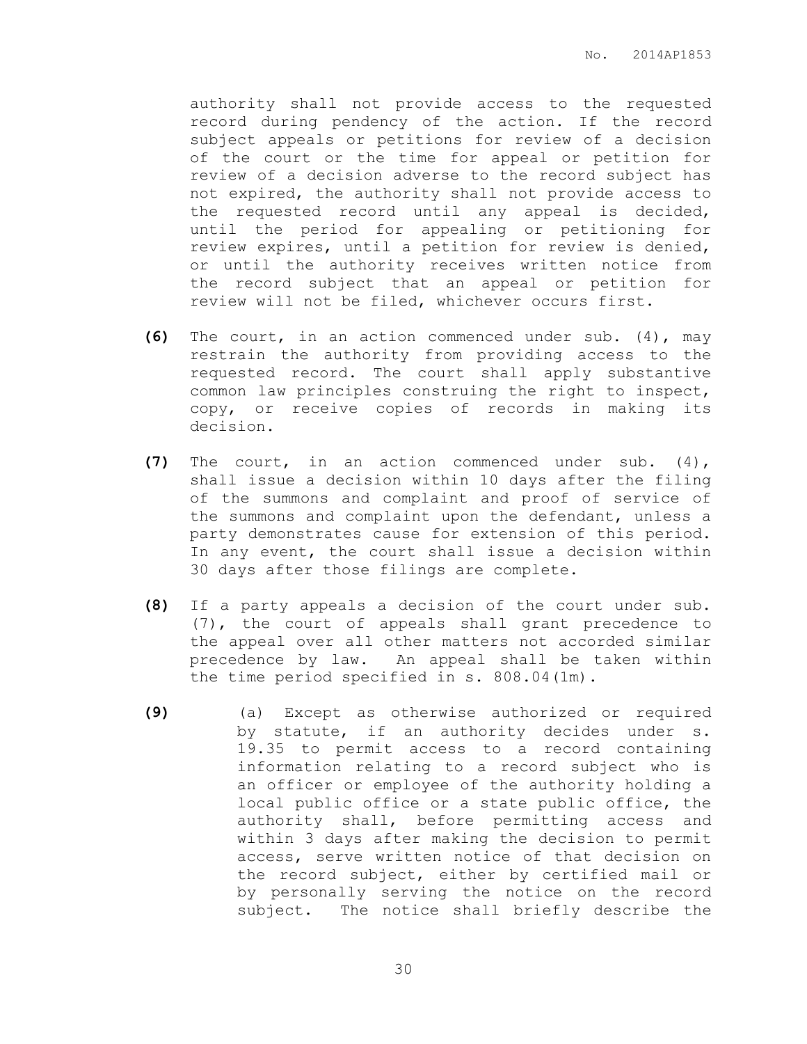authority shall not provide access to the requested record during pendency of the action. If the record subject appeals or petitions for review of a decision of the court or the time for appeal or petition for review of a decision adverse to the record subject has not expired, the authority shall not provide access to the requested record until any appeal is decided, until the period for appealing or petitioning for review expires, until a petition for review is denied, or until the authority receives written notice from the record subject that an appeal or petition for review will not be filed, whichever occurs first.

**(6)** The court, in an action commenced under sub. (4), may restrain the authority from providing access to the requested record. The court shall apply substantive common law principles construing the right to inspect, copy, or receive copies of records in making its decision.

**(7)** The court, in an action commenced under sub. (4), shall issue a decision within 10 days after the filing of the summons and complaint and proof of service of the summons and complaint upon the defendant, unless a party demonstrates cause for extension of this period. In any event, the court shall issue a decision within 30 days after those filings are complete.

**(8)** If a party appeals a decision of the court under sub. (7), the court of appeals shall grant precedence to the appeal over all other matters not accorded similar precedence by law. An appeal shall be taken within the time period specified in s. 808.04(1m).

**(9)** (a) Except as otherwise authorized or required by statute, if an authority decides under s. 19.35 to permit access to a record containing information relating to a record subject who is an officer or employee of the authority holding a local public office or a state public office, the authority shall, before permitting access and within 3 days after making the decision to permit access, serve written notice of that decision on the record subject, either by certified mail or by personally serving the notice on the record subject. The notice shall briefly describe the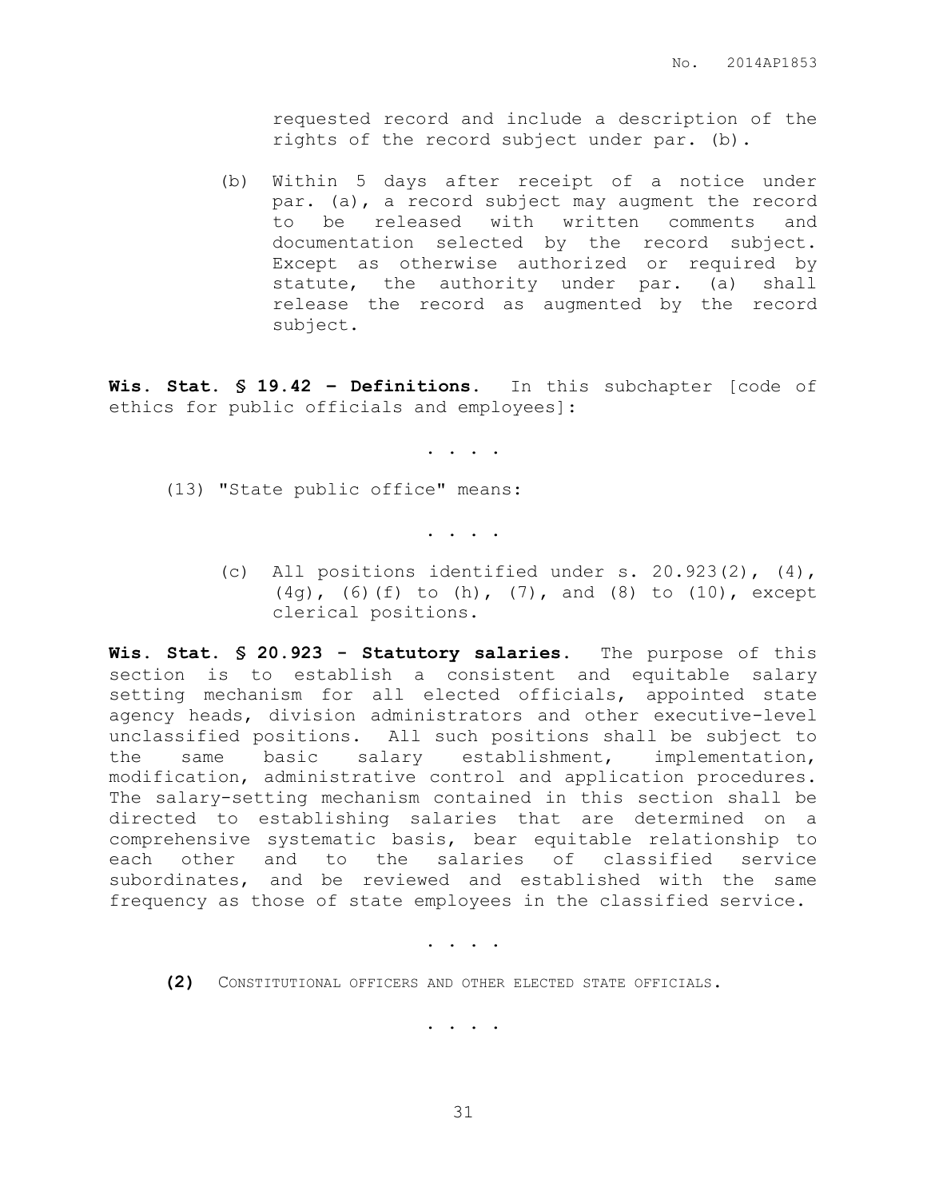requested record and include a description of the rights of the record subject under par. (b).

(b) Within 5 days after receipt of a notice under par. (a), a record subject may augment the record to be released with written comments and documentation selected by the record subject. Except as otherwise authorized or required by statute, the authority under par. (a) shall release the record as augmented by the record subject.

**Wis. Stat. § 19.42 – Definitions.** In this subchapter [code of ethics for public officials and employees]:

. . . .

(13) "State public office" means:

. . . .

(c) All positions identified under s. 20.923(2), (4), (4g), (6)(f) to (h), (7), and (8) to (10), except clerical positions.

**Wis. Stat. § 20.923 - Statutory salaries.** The purpose of this section is to establish a consistent and equitable salary setting mechanism for all elected officials, appointed state agency heads, division administrators and other executive-level unclassified positions. All such positions shall be subject to the same basic salary establishment, implementation, modification, administrative control and application procedures. The salary-setting mechanism contained in this section shall be directed to establishing salaries that are determined on a comprehensive systematic basis, bear equitable relationship to each other and to the salaries of classified service subordinates, and be reviewed and established with the same frequency as those of state employees in the classified service.

. . . .

**(2)** CONSTITUTIONAL OFFICERS AND OTHER ELECTED STATE OFFICIALS.

. . . .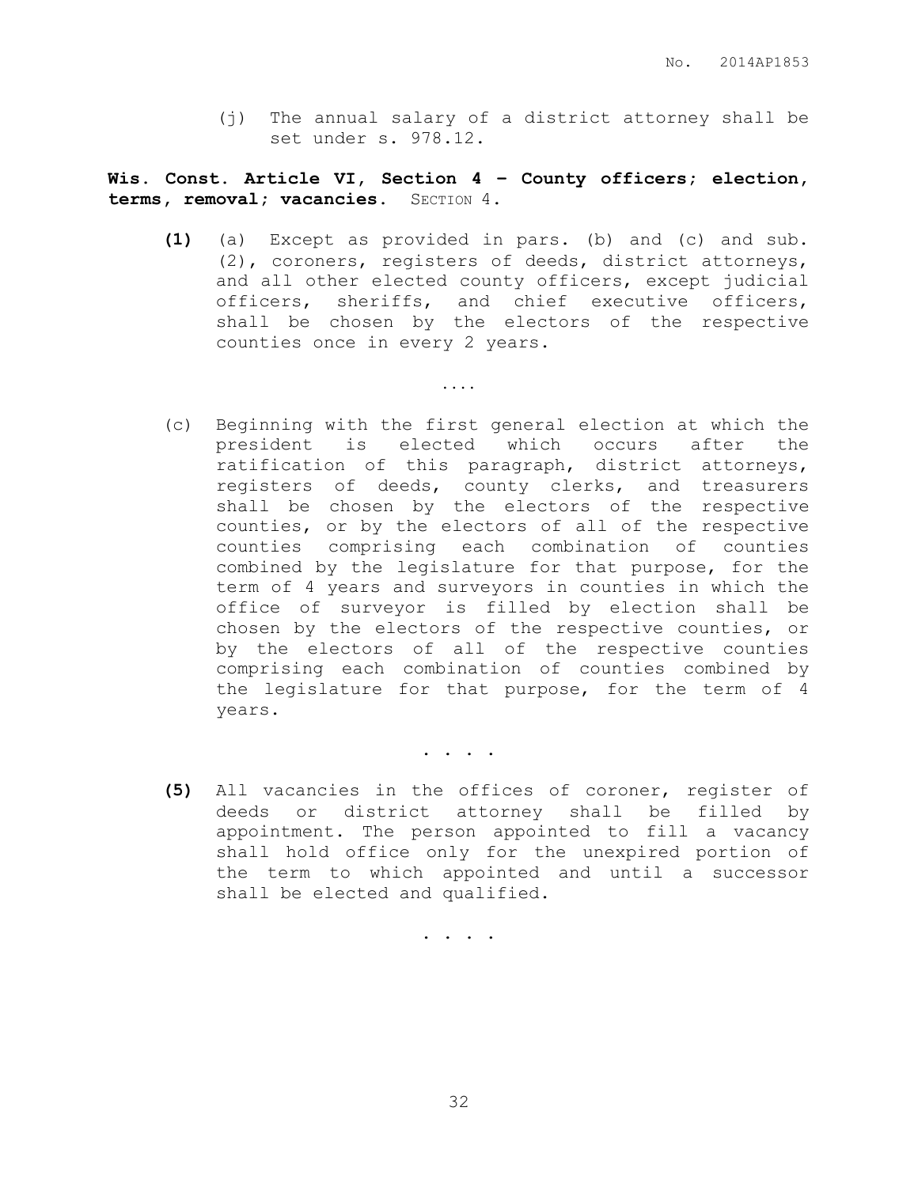(j) The annual salary of a district attorney shall be set under s. 978.12.

**Wis. Const. Article VI, Section 4 – County officers; election, terms, removal; vacancies.** SECTION 4.

**(1)** (a) Except as provided in pars. (b) and (c) and sub. (2), coroners, registers of deeds, district attorneys, and all other elected county officers, except judicial officers, sheriffs, and chief executive officers, shall be chosen by the electors of the respective counties once in every 2 years.

....

(c) Beginning with the first general election at which the president is elected which occurs after the ratification of this paragraph, district attorneys, registers of deeds, county clerks, and treasurers shall be chosen by the electors of the respective counties, or by the electors of all of the respective counties comprising each combination of counties combined by the legislature for that purpose, for the term of 4 years and surveyors in counties in which the office of surveyor is filled by election shall be chosen by the electors of the respective counties, or by the electors of all of the respective counties comprising each combination of counties combined by the legislature for that purpose, for the term of 4 years.

. . . .

**(5)** All vacancies in the offices of coroner, register of deeds or district attorney shall be filled by appointment. The person appointed to fill a vacancy shall hold office only for the unexpired portion of the term to which appointed and until a successor shall be elected and qualified.

. . . .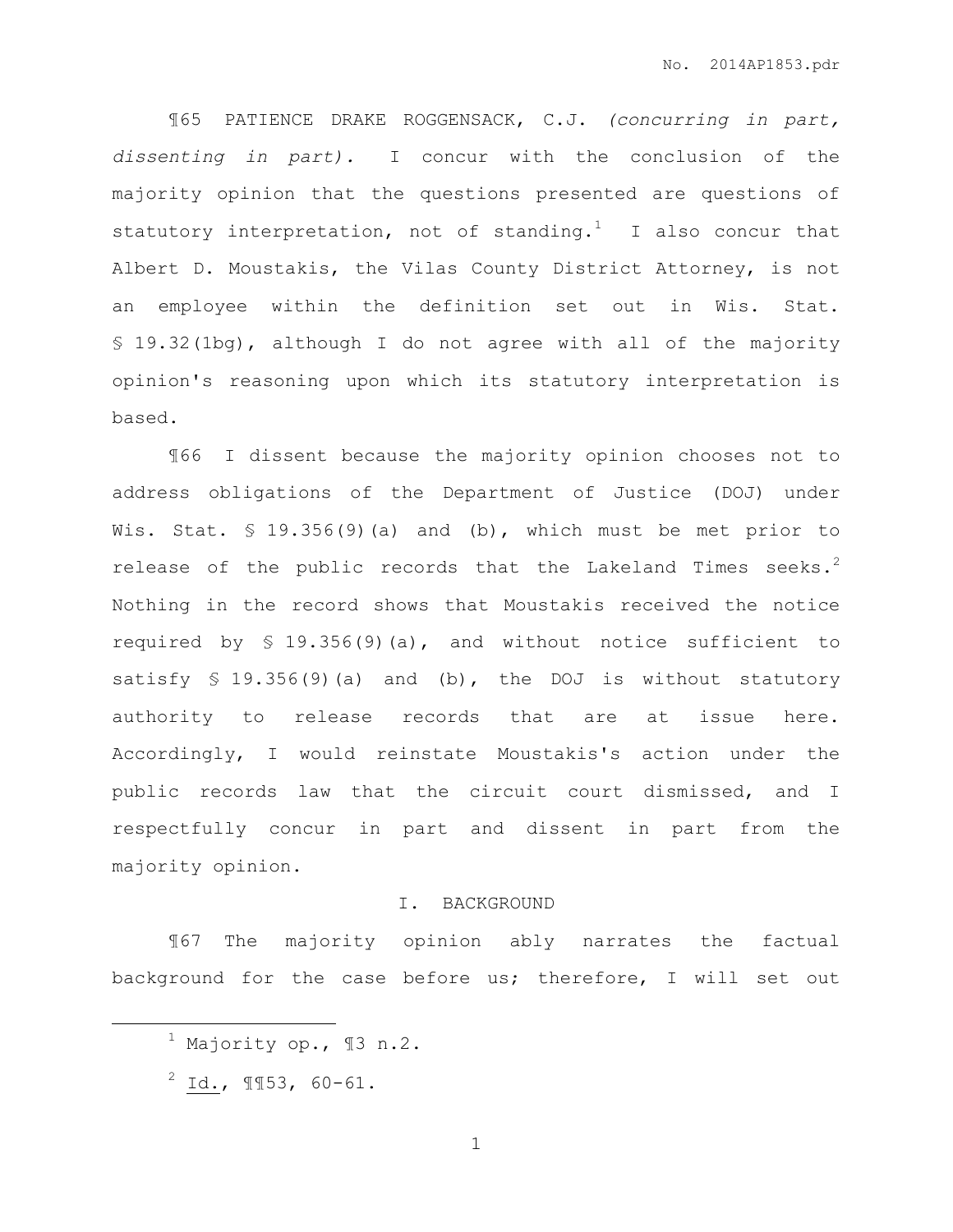¶65 PATIENCE DRAKE ROGGENSACK, C.J. *(concurring in part, dissenting in part).* I concur with the conclusion of the majority opinion that the questions presented are questions of statutory interpretation, not of standing.[1] I also concur that Albert D. Moustakis, the Vilas County District Attorney, is not an employee within the definition set out in Wis. Stat. § 19.32(1bg), although I do not agree with all of the majority opinion's reasoning upon which its statutory interpretation is based.

¶66 I dissent because the majority opinion chooses not to address obligations of the Department of Justice (DOJ) under Wis. Stat. § 19.356(9)(a) and (b), which must be met prior to release of the public records that the Lakeland Times seeks.[2] Nothing in the record shows that Moustakis received the notice required by § 19.356(9)(a), and without notice sufficient to satisfy § 19.356(9)(a) and (b), the DOJ is without statutory authority to release records that are at issue here. Accordingly, I would reinstate Moustakis's action under the public records law that the circuit court dismissed, and I respectfully concur in part and dissent in part from the majority opinion.

## I. BACKGROUND

¶67 The majority opinion ably narrates the factual background for the case before us; therefore, I will set out

---

[1] Majority op., ¶3 n.2.

[2] Id., ¶¶53, 60-61.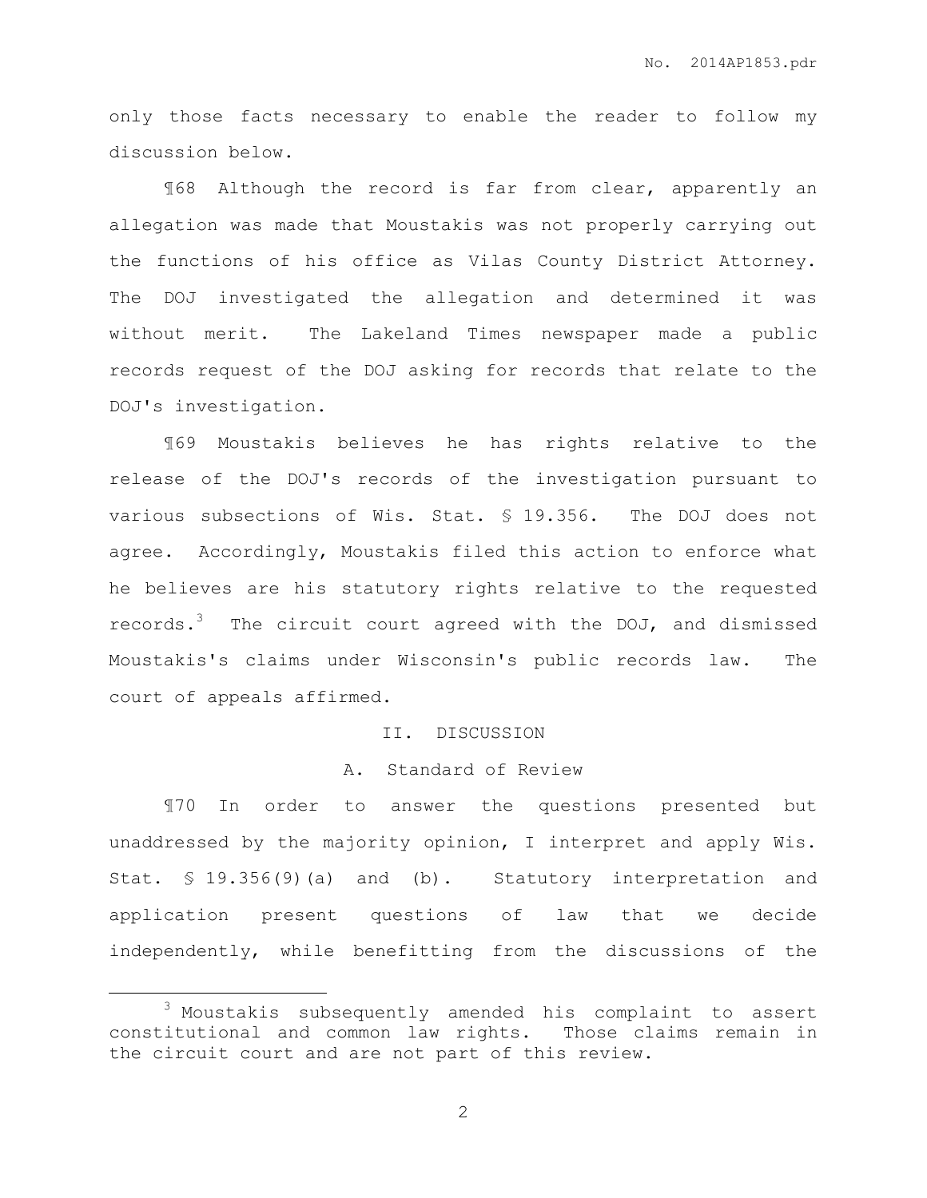only those facts necessary to enable the reader to follow my discussion below.

¶68 Although the record is far from clear, apparently an allegation was made that Moustakis was not properly carrying out the functions of his office as Vilas County District Attorney. The DOJ investigated the allegation and determined it was without merit. The Lakeland Times newspaper made a public records request of the DOJ asking for records that relate to the DOJ's investigation.

¶69 Moustakis believes he has rights relative to the release of the DOJ's records of the investigation pursuant to various subsections of Wis. Stat. § 19.356. The DOJ does not agree. Accordingly, Moustakis filed this action to enforce what he believes are his statutory rights relative to the requested records.[3] The circuit court agreed with the DOJ, and dismissed Moustakis's claims under Wisconsin's public records law. The court of appeals affirmed.

## II. DISCUSSION

### A. Standard of Review

¶70 In order to answer the questions presented but unaddressed by the majority opinion, I interpret and apply Wis. Stat. § 19.356(9)(a) and (b). Statutory interpretation and application present questions of law that we decide independently, while benefitting from the discussions of the

[3] Moustakis subsequently amended his complaint to assert constitutional and common law rights. Those claims remain in the circuit court and are not part of this review.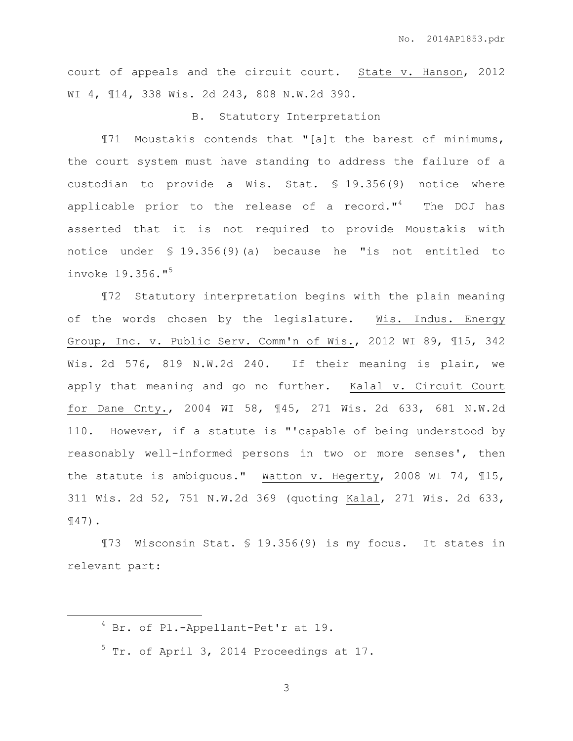court of appeals and the circuit court. State v. Hanson, 2012 WI 4, ¶14, 338 Wis. 2d 243, 808 N.W.2d 390.

### B. Statutory Interpretation

¶71 Moustakis contends that "[a]t the barest of minimums, the court system must have standing to address the failure of a custodian to provide a Wis. Stat. § 19.356(9) notice where applicable prior to the release of a record."[4] The DOJ has asserted that it is not required to provide Moustakis with notice under § 19.356(9)(a) because he "is not entitled to invoke 19.356."[5]

¶72 Statutory interpretation begins with the plain meaning of the words chosen by the legislature. Wis. Indus. Energy Group, Inc. v. Public Serv. Comm'n of Wis., 2012 WI 89, ¶15, 342 Wis. 2d 576, 819 N.W.2d 240. If their meaning is plain, we apply that meaning and go no further. Kalal v. Circuit Court for Dane Cnty., 2004 WI 58, ¶45, 271 Wis. 2d 633, 681 N.W.2d 110. However, if a statute is "'capable of being understood by reasonably well-informed persons in two or more senses', then the statute is ambiguous." Watton v. Hegerty, 2008 WI 74, ¶15, 311 Wis. 2d 52, 751 N.W.2d 369 (quoting Kalal, 271 Wis. 2d 633, ¶47).

¶73 Wisconsin Stat. § 19.356(9) is my focus. It states in relevant part:

---

[4] Br. of Pl.-Appellant-Pet'r at 19.

[5] Tr. of April 3, 2014 Proceedings at 17.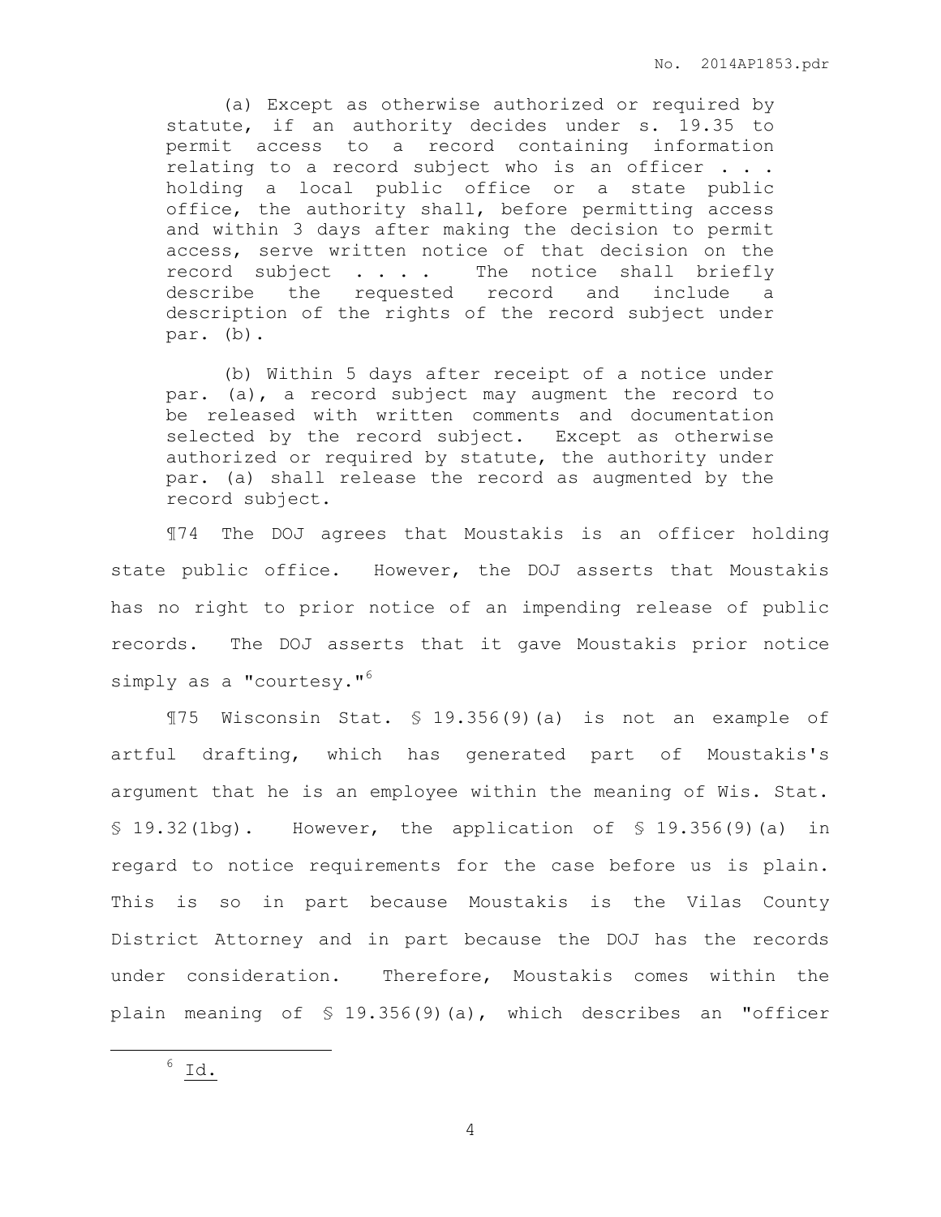> (a) Except as otherwise authorized or required by statute, if an authority decides under s. 19.35 to permit access to a record containing information relating to a record subject who is an officer . . . holding a local public office or a state public office, the authority shall, before permitting access and within 3 days after making the decision to permit access, serve written notice of that decision on the record subject . . . . The notice shall briefly describe the requested record and include a description of the rights of the record subject under par. (b).
>
> (b) Within 5 days after receipt of a notice under par. (a), a record subject may augment the record to be released with written comments and documentation selected by the record subject. Except as otherwise authorized or required by statute, the authority under par. (a) shall release the record as augmented by the record subject.

¶74 The DOJ agrees that Moustakis is an officer holding state public office. However, the DOJ asserts that Moustakis has no right to prior notice of an impending release of public records. The DOJ asserts that it gave Moustakis prior notice simply as a "courtesy."[6]

¶75 Wisconsin Stat. § 19.356(9)(a) is not an example of artful drafting, which has generated part of Moustakis's argument that he is an employee within the meaning of Wis. Stat. § 19.32(1bg). However, the application of § 19.356(9)(a) in regard to notice requirements for the case before us is plain. This is so in part because Moustakis is the Vilas County District Attorney and in part because the DOJ has the records under consideration. Therefore, Moustakis comes within the plain meaning of § 19.356(9)(a), which describes an "officer

[6] Id.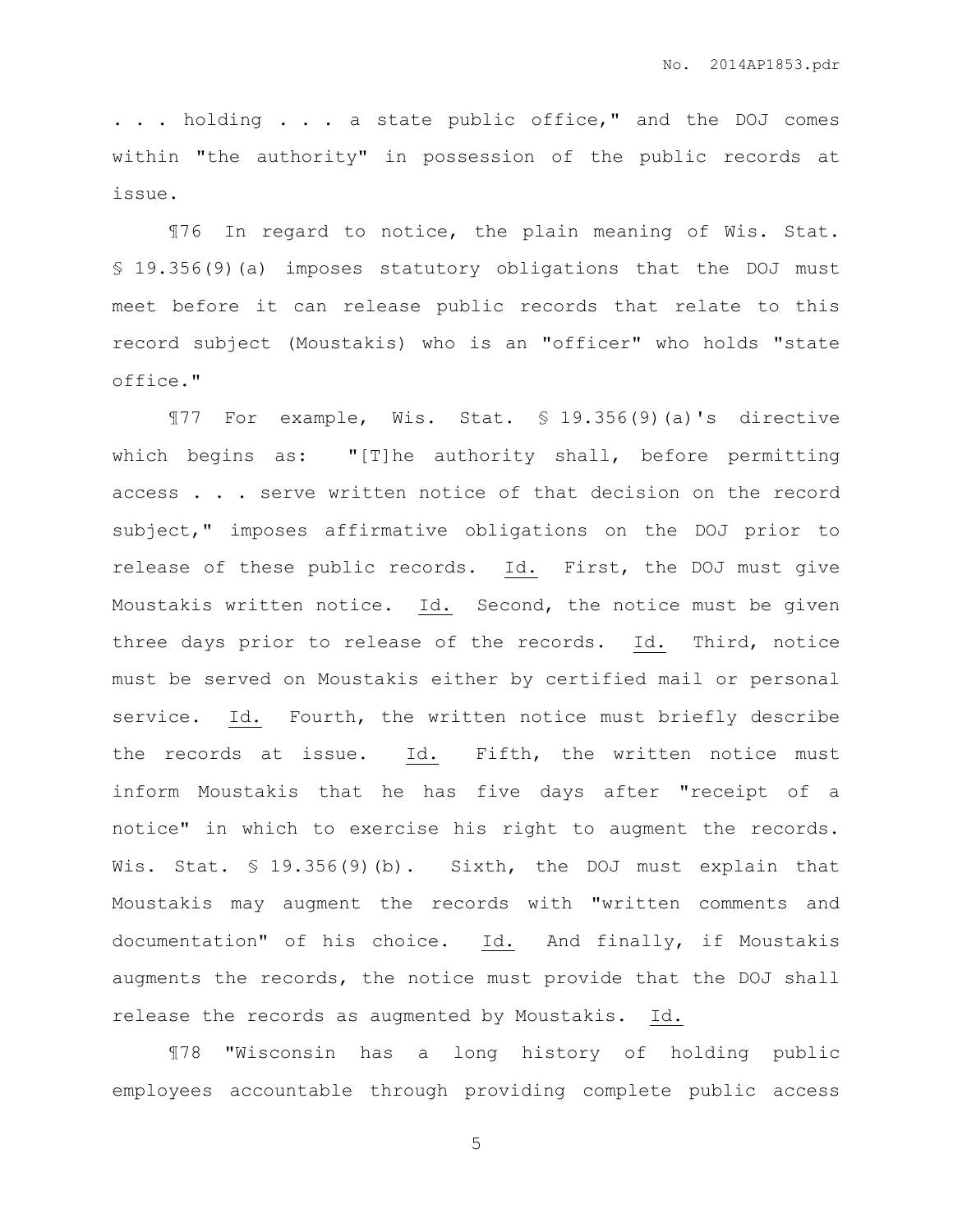. . . holding . . . a state public office," and the DOJ comes within "the authority" in possession of the public records at issue.

¶76 In regard to notice, the plain meaning of Wis. Stat. § 19.356(9)(a) imposes statutory obligations that the DOJ must meet before it can release public records that relate to this record subject (Moustakis) who is an "officer" who holds "state office."

¶77 For example, Wis. Stat. § 19.356(9)(a)'s directive which begins as: "[T]he authority shall, before permitting access . . . serve written notice of that decision on the record subject," imposes affirmative obligations on the DOJ prior to release of these public records. Id. First, the DOJ must give Moustakis written notice. Id. Second, the notice must be given three days prior to release of the records. Id. Third, notice must be served on Moustakis either by certified mail or personal service. Id. Fourth, the written notice must briefly describe the records at issue. Id. Fifth, the written notice must inform Moustakis that he has five days after "receipt of a notice" in which to exercise his right to augment the records. Wis. Stat. § 19.356(9)(b). Sixth, the DOJ must explain that Moustakis may augment the records with "written comments and documentation" of his choice. Id. And finally, if Moustakis augments the records, the notice must provide that the DOJ shall release the records as augmented by Moustakis. Id.

¶78 "Wisconsin has a long history of holding public employees accountable through providing complete public access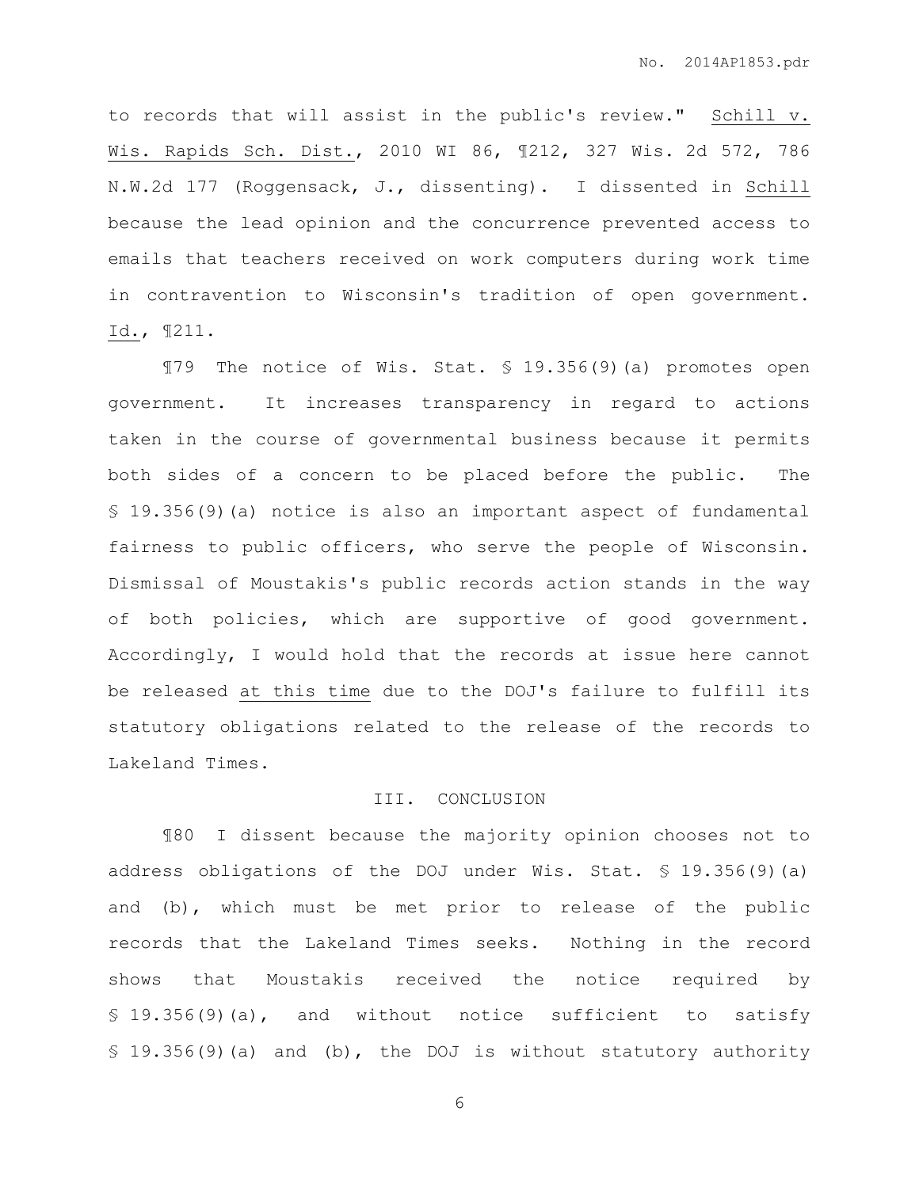to records that will assist in the public's review." Schill v. Wis. Rapids Sch. Dist., 2010 WI 86, ¶212, 327 Wis. 2d 572, 786 N.W.2d 177 (Roggensack, J., dissenting). I dissented in Schill because the lead opinion and the concurrence prevented access to emails that teachers received on work computers during work time in contravention to Wisconsin's tradition of open government. Id., ¶211.

¶79 The notice of Wis. Stat. § 19.356(9)(a) promotes open government. It increases transparency in regard to actions taken in the course of governmental business because it permits both sides of a concern to be placed before the public. The § 19.356(9)(a) notice is also an important aspect of fundamental fairness to public officers, who serve the people of Wisconsin. Dismissal of Moustakis's public records action stands in the way of both policies, which are supportive of good government. Accordingly, I would hold that the records at issue here cannot be released at this time due to the DOJ's failure to fulfill its statutory obligations related to the release of the records to Lakeland Times.

## III. CONCLUSION

¶80 I dissent because the majority opinion chooses not to address obligations of the DOJ under Wis. Stat. § 19.356(9)(a) and (b), which must be met prior to release of the public records that the Lakeland Times seeks. Nothing in the record shows that Moustakis received the notice required by § 19.356(9)(a), and without notice sufficient to satisfy § 19.356(9)(a) and (b), the DOJ is without statutory authority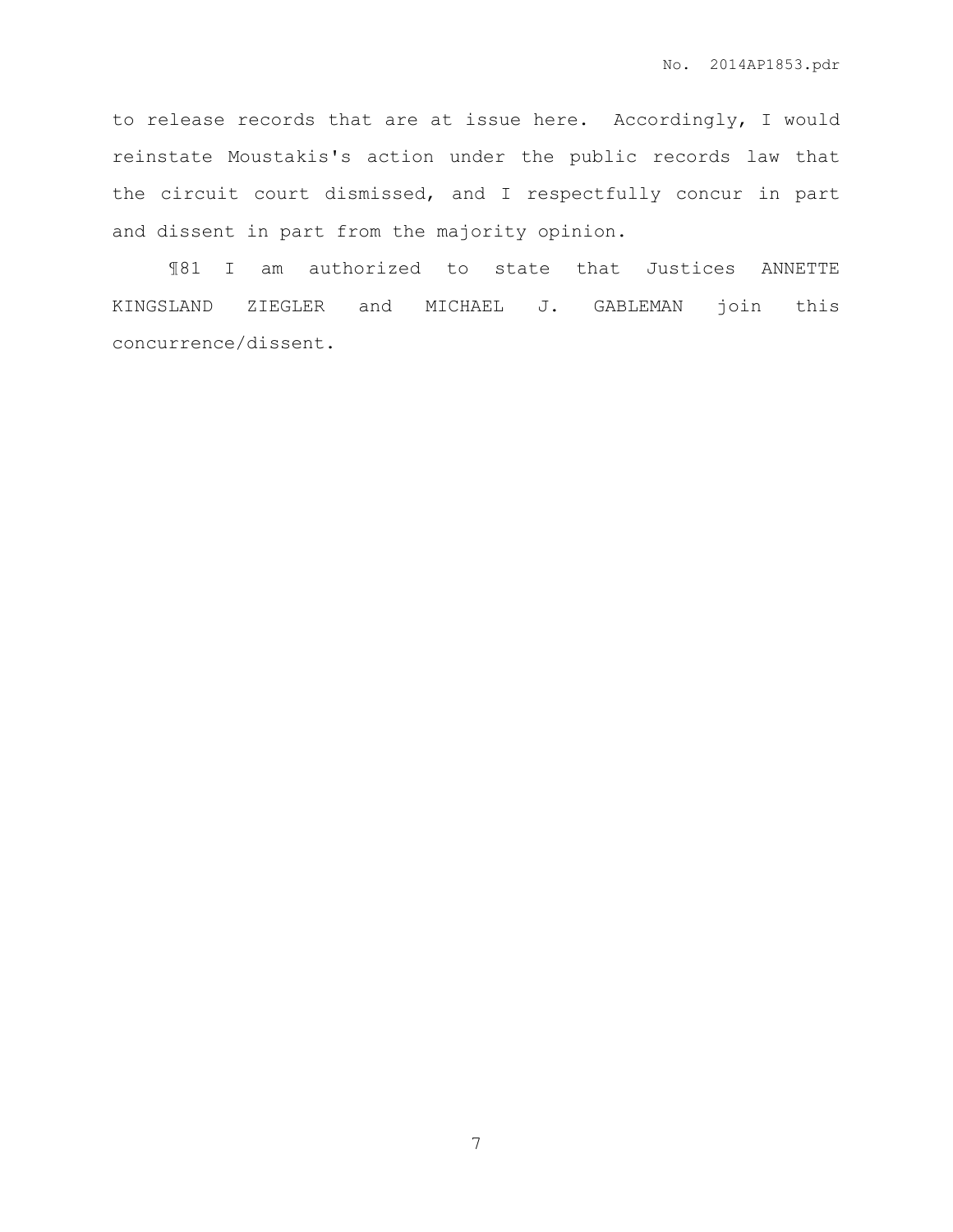to release records that are at issue here. Accordingly, I would reinstate Moustakis's action under the public records law that the circuit court dismissed, and I respectfully concur in part and dissent in part from the majority opinion.

¶81 I am authorized to state that Justices ANNETTE KINGSLAND ZIEGLER and MICHAEL J. GABLEMAN join this concurrence/dissent.